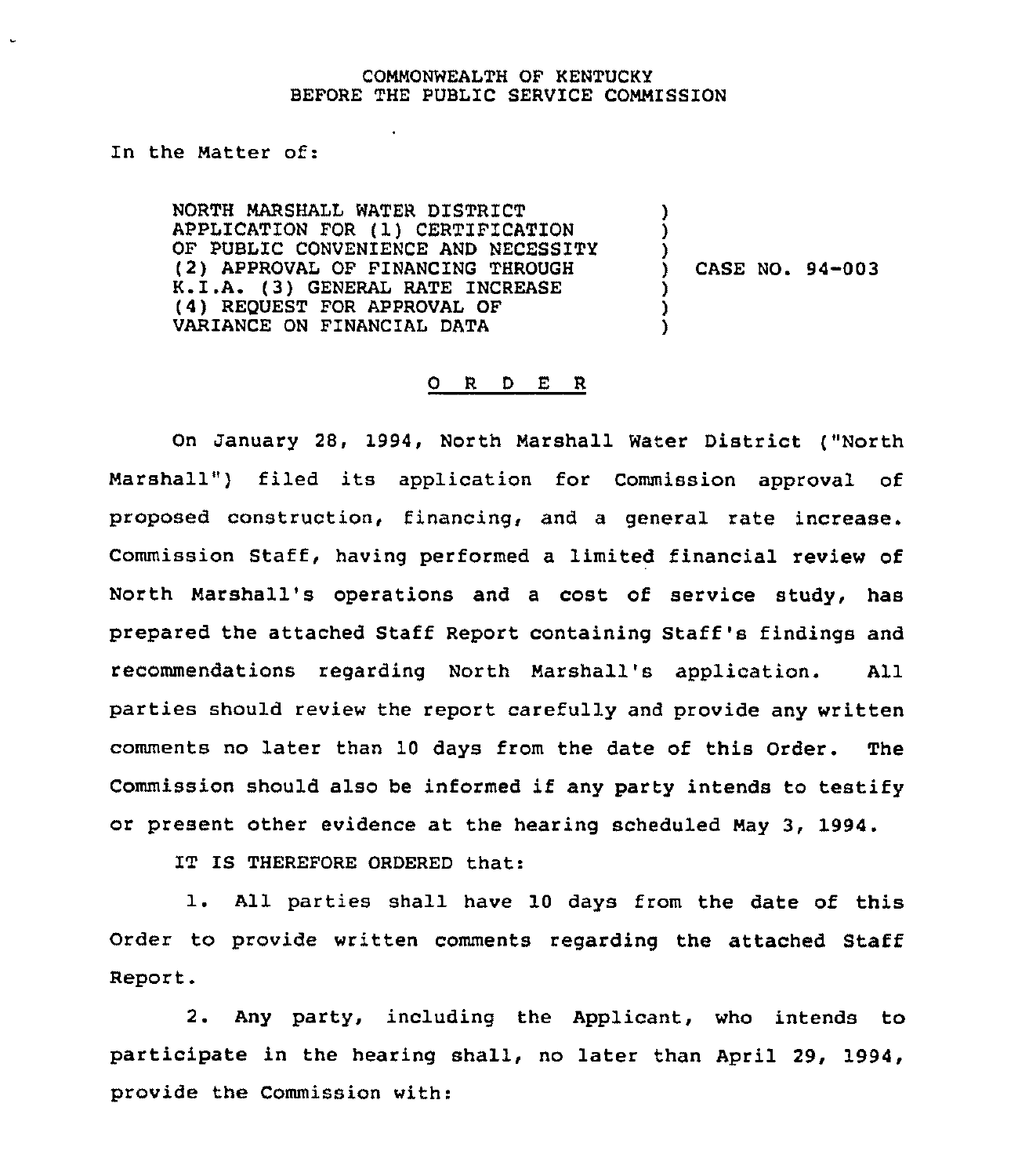COMMONWEALTH OF KENTUCKY
BEFORE THE PUBLIC SERVICE COMMISSION

In the Matter of:

| | | |
|---|---|---|
| NORTH MARSHALL WATER DISTRICT APPLICATION FOR (1) CERTIFICATION OF PUBLIC CONVENIENCE AND NECESSITY (2) APPROVAL OF FINANCING THROUGH K.I.A. (3) GENERAL RATE INCREASE (4) REQUEST FOR APPROVAL OF VARIANCE ON FINANCIAL DATA | ) | CASE NO. 94-003 |

## O R D E R

On January 28, 1994, North Marshall Water District ("North Marshall") filed its application for Commission approval of proposed construction, financing, and a general rate increase. Commission Staff, having performed a limited financial review of North Marshall's operations and a cost of service study, has prepared the attached Staff Report containing Staff's findings and recommendations regarding North Marshall's application. All parties should review the report carefully and provide any written comments no later than 10 days from the date of this Order. The Commission should also be informed if any party intends to testify or present other evidence at the hearing scheduled May 3, 1994.

IT IS THEREFORE ORDERED that:

1. All parties shall have 10 days from the date of this Order to provide written comments regarding the attached Staff Report.

2. Any party, including the Applicant, who intends to participate in the hearing shall, no later than April 29, 1994, provide the Commission with: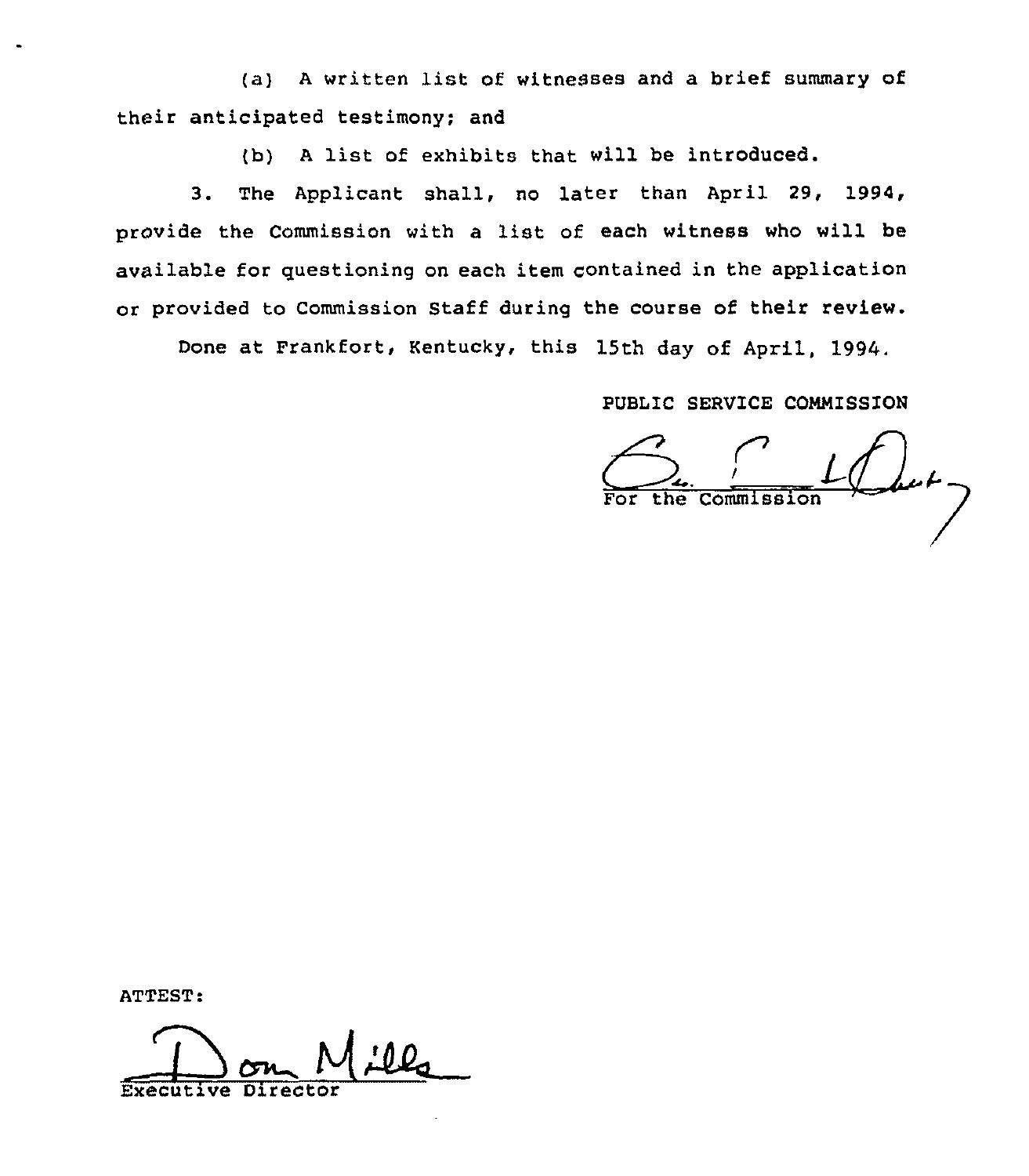(a) A written list of witnesses and a brief summary of their anticipated testimony; and

(b) A list of exhibits that will be introduced.

3. The Applicant shall, no later than April 29, 1994, provide the Commission with a list of each witness who will be available for questioning on each item contained in the application or provided to Commission Staff during the course of their review.

Done at Frankfort, Kentucky, this 15th day of April, 1994.

PUBLIC SERVICE COMMISSION

For the Commission

ATTEST:

Executive Director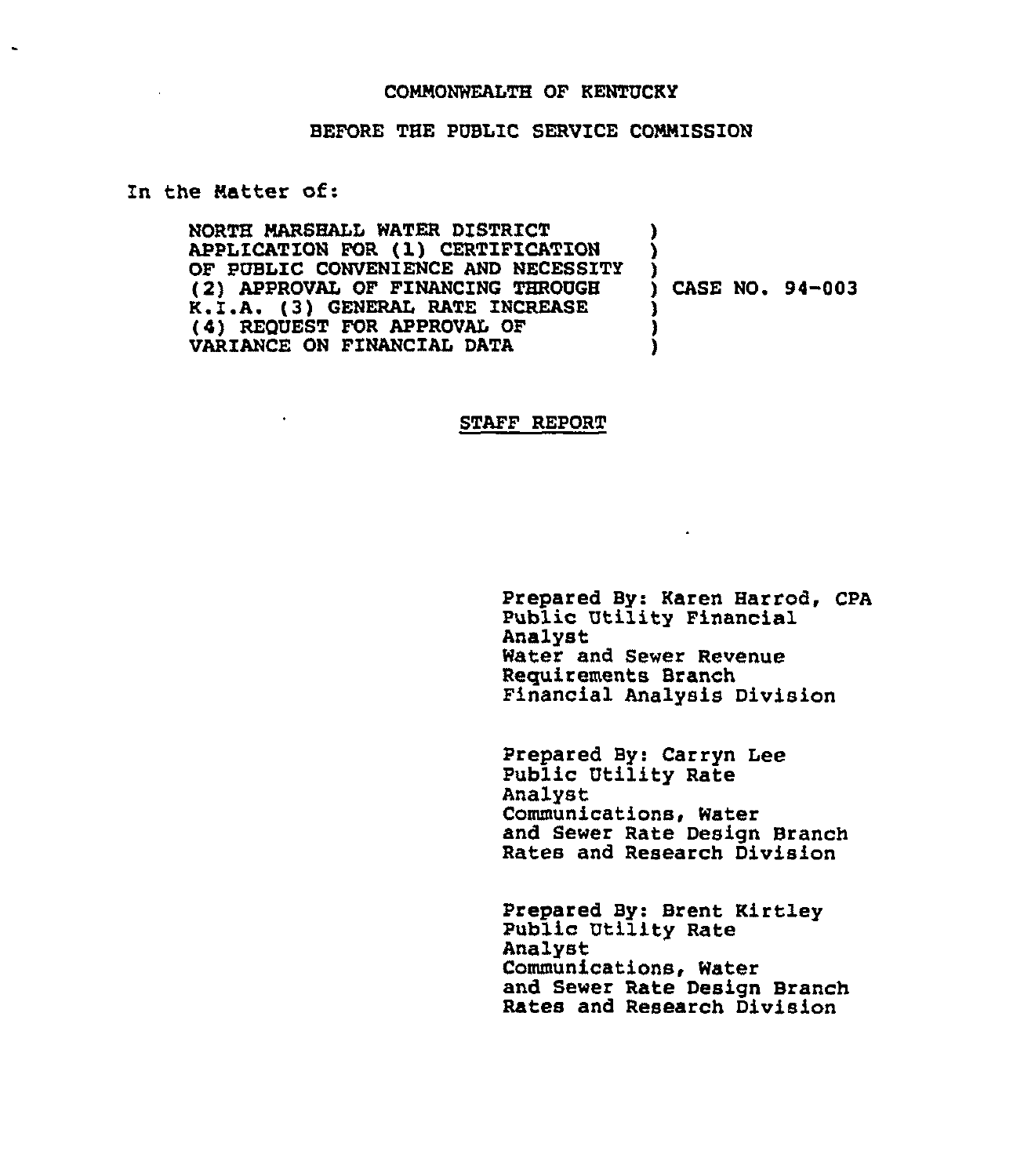COMMONWEALTH OF KENTUCKY

BEFORE THE PUBLIC SERVICE COMMISSION

In the Matter of:

| | |
|---|---|
| NORTH MARSHALL WATER DISTRICT APPLICATION FOR (1) CERTIFICATION OF PUBLIC CONVENIENCE AND NECESSITY (2) APPROVAL OF FINANCING THROUGH K.I.A. (3) GENERAL RATE INCREASE (4) REQUEST FOR APPROVAL OF VARIANCE ON FINANCIAL DATA | ) CASE NO. 94-003 |

STAFF REPORT

Prepared By: Karen Harrod, CPA
Public Utility Financial Analyst
Water and Sewer Revenue Requirements Branch
Financial Analysis Division

Prepared By: Carryn Lee
Public Utility Rate Analyst
Communications, Water and Sewer Rate Design Branch
Rates and Research Division

Prepared By: Brent Kirtley
Public Utility Rate Analyst
Communications, Water and Sewer Rate Design Branch
Rates and Research Division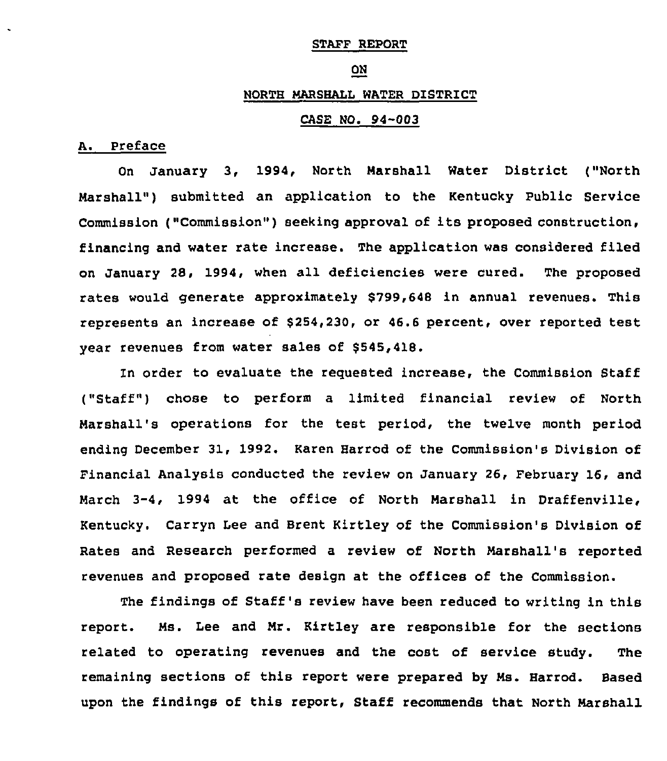STAFF REPORT

ON

NORTH MARSHALL WATER DISTRICT

CASE NO. 94-003

## A. Preface

On January 3, 1994, North Marshall Water District ("North Marshall") submitted an application to the Kentucky Public Service Commission ("Commission") seeking approval of its proposed construction, financing and water rate increase. The application was considered filed on January 28, 1994, when all deficiencies were cured. The proposed rates would generate approximately $799,648 in annual revenues. This represents an increase of $254,230, or 46.6 percent, over reported test year revenues from water sales of $545,418.

In order to evaluate the requested increase, the Commission Staff ("Staff") chose to perform a limited financial review of North Marshall's operations for the test period, the twelve month period ending December 31, 1992. Karen Harrod of the Commission's Division of Financial Analysis conducted the review on January 26, February 16, and March 3-4, 1994 at the office of North Marshall in Draffenville, Kentucky. Carryn Lee and Brent Kirtley of the Commission's Division of Rates and Research performed a review of North Marshall's reported revenues and proposed rate design at the offices of the Commission.

The findings of Staff's review have been reduced to writing in this report. Ms. Lee and Mr. Kirtley are responsible for the sections related to operating revenues and the cost of service study. The remaining sections of this report were prepared by Ms. Harrod. Based upon the findings of this report, Staff recommends that North Marshall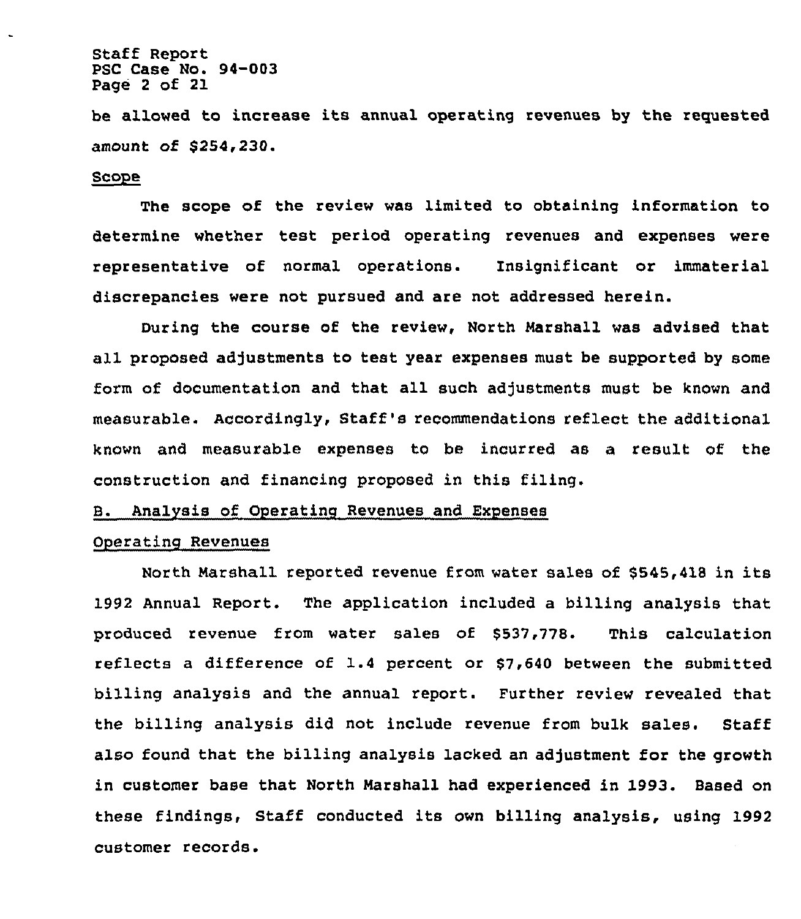be allowed to increase its annual operating revenues by the requested amount of $254,230.

Scope

The scope of the review was limited to obtaining information to determine whether test period operating revenues and expenses were representative of normal operations. Insignificant or immaterial discrepancies were not pursued and are not addressed herein.

During the course of the review, North Marshall was advised that all proposed adjustments to test year expenses must be supported by some form of documentation and that all such adjustments must be known and measurable. Accordingly, Staff's recommendations reflect the additional known and measurable expenses to be incurred as a result of the construction and financing proposed in this filing.

## B. Analysis of Operating Revenues and Expenses

### Operating Revenues

North Marshall reported revenue from water sales of $545,418 in its 1992 Annual Report. The application included a billing analysis that produced revenue from water sales of $537,778. This calculation reflects a difference of 1.4 percent or $7,640 between the submitted billing analysis and the annual report. Further review revealed that the billing analysis did not include revenue from bulk sales. Staff also found that the billing analysis lacked an adjustment for the growth in customer base that North Marshall had experienced in 1993. Based on these findings, Staff conducted its own billing analysis, using 1992 customer records.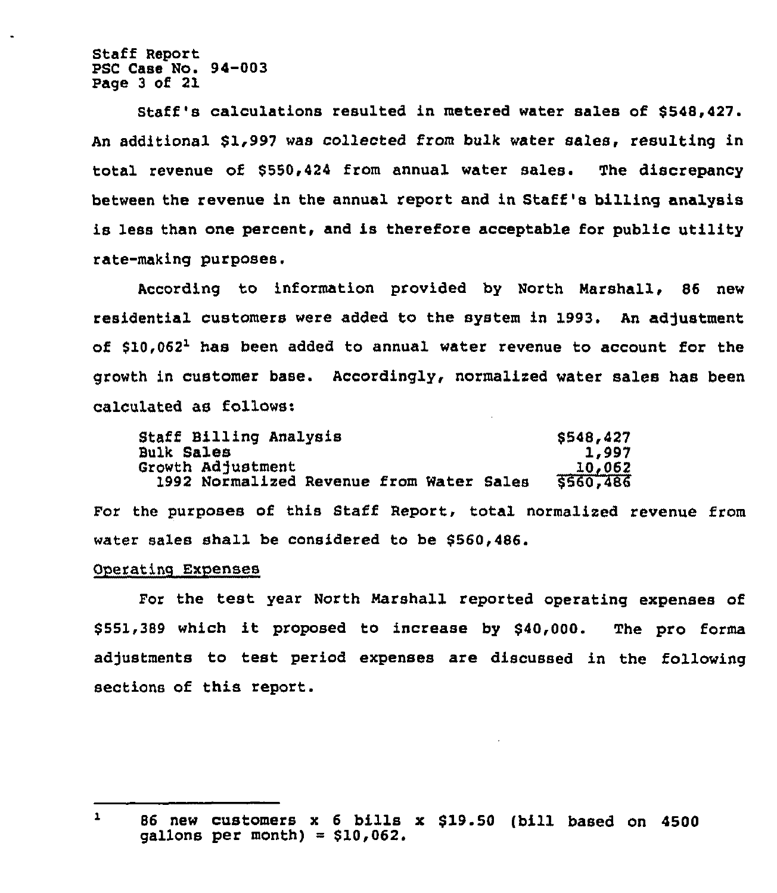Staff's calculations resulted in metered water sales of $548,427. An additional $1,997 was collected from bulk water sales, resulting in total revenue of $550,424 from annual water sales. The discrepancy between the revenue in the annual report and in Staff's billing analysis is less than one percent, and is therefore acceptable for public utility rate-making purposes.

According to information provided by North Marshall, 86 new residential customers were added to the system in 1993. An adjustment of $10,062[1] has been added to annual water revenue to account for the growth in customer base. Accordingly, normalized water sales has been calculated as follows:

| | |
|---|---|
| Staff Billing Analysis | $548,427 |
| Bulk Sales | 1,997 |
| Growth Adjustment | 10,062 |
| 1992 Normalized Revenue from Water Sales | $560,486 |

For the purposes of this Staff Report, total normalized revenue from water sales shall be considered to be $560,486.

Operating Expenses

For the test year North Marshall reported operating expenses of $551,389 which it proposed to increase by $40,000. The pro forma adjustments to test period expenses are discussed in the following sections of this report.

---

[1] 86 new customers x 6 bills x $19.50 (bill based on 4500 gallons per month) = $10,062.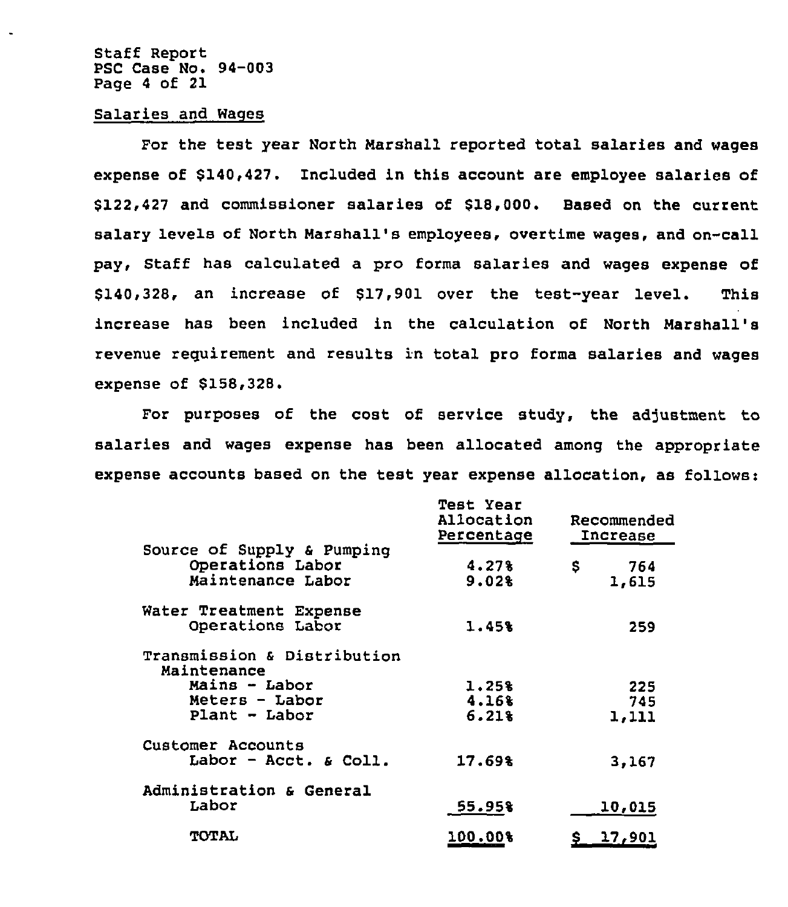Staff Report
PSC Case No. 94-003

## Salaries and Wages

For the test year North Marshall reported total salaries and wages expense of $140,427. Included in this account are employee salaries of $122,427 and commissioner salaries of $18,000. Based on the current salary levels of North Marshall's employees, overtime wages, and on-call pay, Staff has calculated a pro forma salaries and wages expense of $140,328, an increase of $17,901 over the test-year level. This increase has been included in the calculation of North Marshall's revenue requirement and results in total pro forma salaries and wages expense of $158,328.

For purposes of the cost of service study, the adjustment to salaries and wages expense has been allocated among the appropriate expense accounts based on the test year expense allocation, as follows:

| | Test Year Allocation Percentage | Recommended Increase |
|---|---|---|
| **Source of Supply & Pumping** | | |
| Operations Labor | 4.27% | $ 764 |
| Maintenance Labor | 9.02% | 1,615 |
| **Water Treatment Expense** | | |
| Operations Labor | 1.45% | 259 |
| **Transmission & Distribution Maintenance** | | |
| Mains - Labor | 1.25% | 225 |
| Meters - Labor | 4.16% | 745 |
| Plant - Labor | 6.21% | 1,111 |
| **Customer Accounts** | | |
| Labor - Acct. & Coll. | 17.69% | 3,167 |
| **Administration & General** | | |
| Labor | 55.95% | 10,015 |
| TOTAL | 100.00% | $ 17,901 |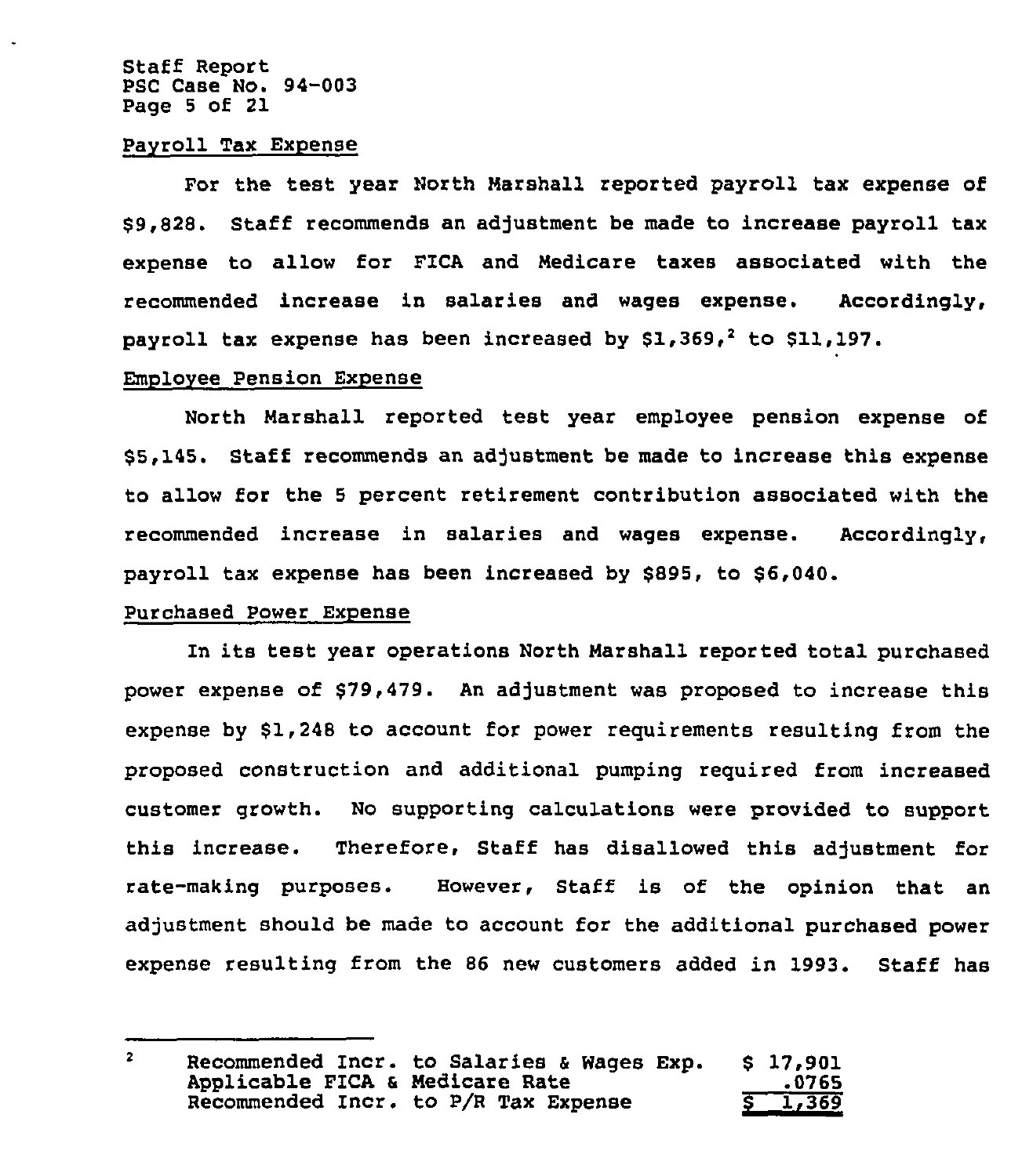Payroll Tax Expense

For the test year North Marshall reported payroll tax expense of $9,828. Staff recommends an adjustment be made to increase payroll tax expense to allow for FICA and Medicare taxes associated with the recommended increase in salaries and wages expense. Accordingly, payroll tax expense has been increased by $1,369,[2] to $11,197.

Employee Pension Expense

North Marshall reported test year employee pension expense of $5,145. Staff recommends an adjustment be made to increase this expense to allow for the 5 percent retirement contribution associated with the recommended increase in salaries and wages expense. Accordingly, payroll tax expense has been increased by $895, to $6,040.

Purchased Power Expense

In its test year operations North Marshall reported total purchased power expense of $79,479. An adjustment was proposed to increase this expense by $1,248 to account for power requirements resulting from the proposed construction and additional pumping required from increased customer growth. No supporting calculations were provided to support this increase. Therefore, Staff has disallowed this adjustment for rate-making purposes. However, Staff is of the opinion that an adjustment should be made to account for the additional purchased power expense resulting from the 86 new customers added in 1993. Staff has

---

[2]

| | |
|---|---|
| Recommended Incr. to Salaries & Wages Exp. | $ 17,901 |
| Applicable FICA & Medicare Rate | .0765 |
| Recommended Incr. to P/R Tax Expense | $ 1,369 |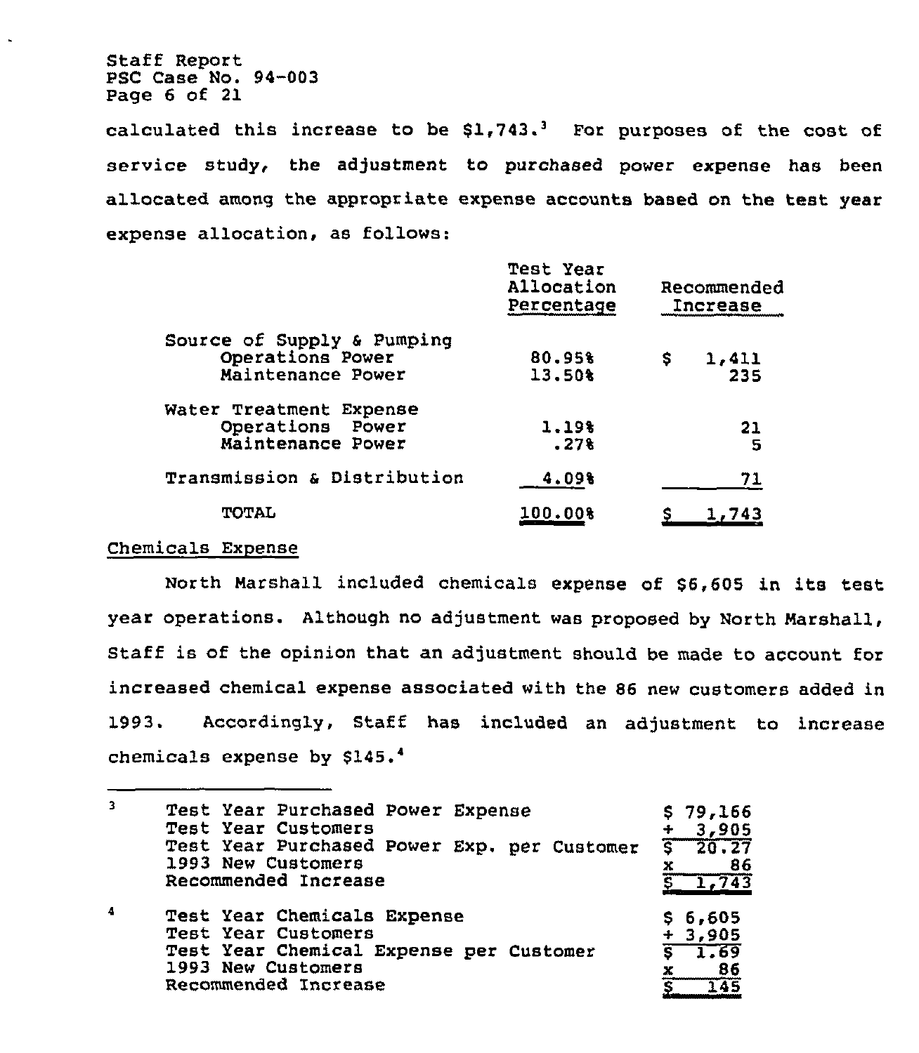calculated this increase to be $1,743.[3] For purposes of the cost of service study, the adjustment to purchased power expense has been allocated among the appropriate expense accounts based on the test year expense allocation, as follows:

| | Test Year Allocation Percentage | Recommended Increase |
|---|---|---|
| Source of Supply & Pumping | | |
| Operations Power | 80.95% | $ 1,411 |
| Maintenance Power | 13.50% | 235 |
| Water Treatment Expense | | |
| Operations Power | 1.19% | 21 |
| Maintenance Power | .27% | 5 |
| Transmission & Distribution | 4.09% | 71 |
| TOTAL | 100.00% | $ 1,743 |

Chemicals Expense

North Marshall included chemicals expense of $6,605 in its test year operations. Although no adjustment was proposed by North Marshall, Staff is of the opinion that an adjustment should be made to account for increased chemical expense associated with the 86 new customers added in 1993. Accordingly, Staff has included an adjustment to increase chemicals expense by $145.[4]

---

[3]

| | |
|---|---|
| Test Year Purchased Power Expense | $ 79,166 |
| Test Year Customers | ÷ 3,905 |
| Test Year Purchased Power Exp. per Customer | $ 20.27 |
| 1993 New Customers | x 86 |
| Recommended Increase | $ 1,743 |

[4]

| | |
|---|---|
| Test Year Chemicals Expense | $ 6,605 |
| Test Year Customers | ÷ 3,905 |
| Test Year Chemical Expense per Customer | $ 1.69 |
| 1993 New Customers | x 86 |
| Recommended Increase | $ 145 |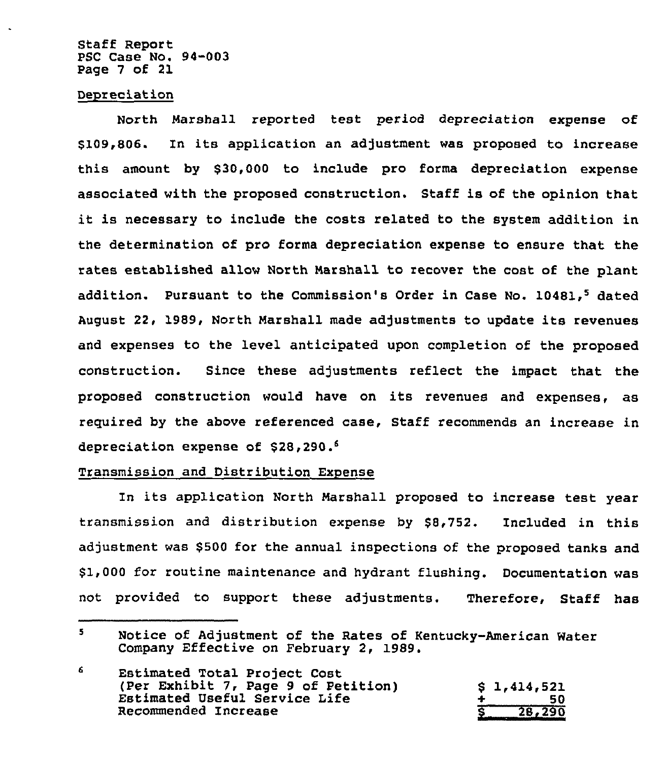## Depreciation

North Marshall reported test period depreciation expense of $109,806. In its application an adjustment was proposed to increase this amount by $30,000 to include pro forma depreciation expense associated with the proposed construction. Staff is of the opinion that it is necessary to include the costs related to the system addition in the determination of pro forma depreciation expense to ensure that the rates established allow North Marshall to recover the cost of the plant addition. Pursuant to the Commission's Order in Case No. 10481,[5] dated August 22, 1989, North Marshall made adjustments to update its revenues and expenses to the level anticipated upon completion of the proposed construction. Since these adjustments reflect the impact that the proposed construction would have on its revenues and expenses, as required by the above referenced case, Staff recommends an increase in depreciation expense of $28,290.[6]

## Transmission and Distribution Expense

In its application North Marshall proposed to increase test year transmission and distribution expense by $8,752. Included in this adjustment was $500 for the annual inspections of the proposed tanks and $1,000 for routine maintenance and hydrant flushing. Documentation was not provided to support these adjustments. Therefore, Staff has

---

[5] Notice of Adjustment of the Rates of Kentucky-American Water Company Effective on February 2, 1989.

[6]

| | |
|---|---|
| Estimated Total Project Cost (Per Exhibit 7, Page 9 of Petition) | $ 1,414,521 |
| Estimated Useful Service Life | ÷ 50 |
| Recommended Increase | $ 28,290 |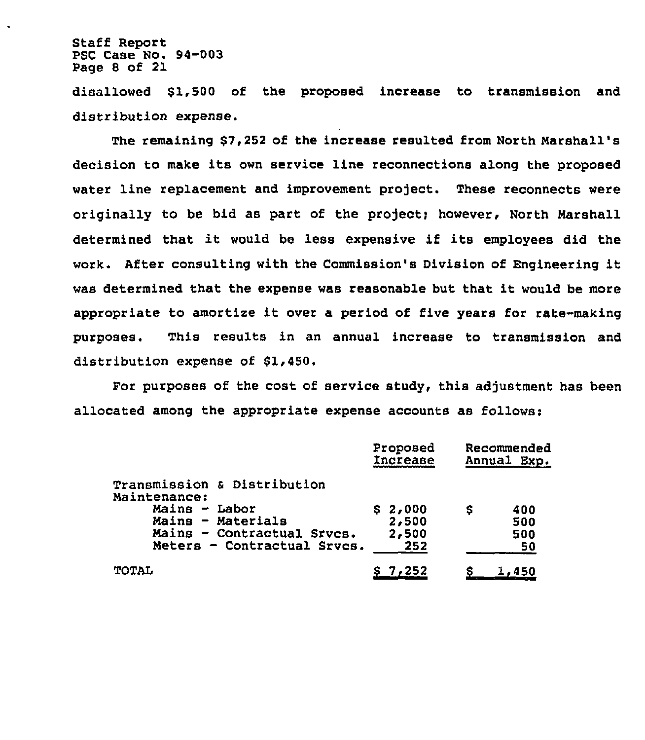disallowed $1,500 of the proposed increase to transmission and distribution expense.

The remaining $7,252 of the increase resulted from North Marshall's decision to make its own service line reconnections along the proposed water line replacement and improvement project. These reconnects were originally to be bid as part of the project; however, North Marshall determined that it would be less expensive if its employees did the work. After consulting with the Commission's Division of Engineering it was determined that the expense was reasonable but that it would be more appropriate to amortize it over a period of five years for rate-making purposes. This results in an annual increase to transmission and distribution expense of $1,450.

For purposes of the cost of service study, this adjustment has been allocated among the appropriate expense accounts as follows:

| | Proposed Increase | Recommended Annual Exp. |
|---|---|---|
| Transmission & Distribution Maintenance: | | |
| Mains - Labor | $ 2,000 | $ 400 |
| Mains - Materials | 2,500 | 500 |
| Mains - Contractual Srvcs. | 2,500 | 500 |
| Meters - Contractual Srvcs. | 252 | 50 |
| TOTAL | $ 7,252 | $ 1,450 |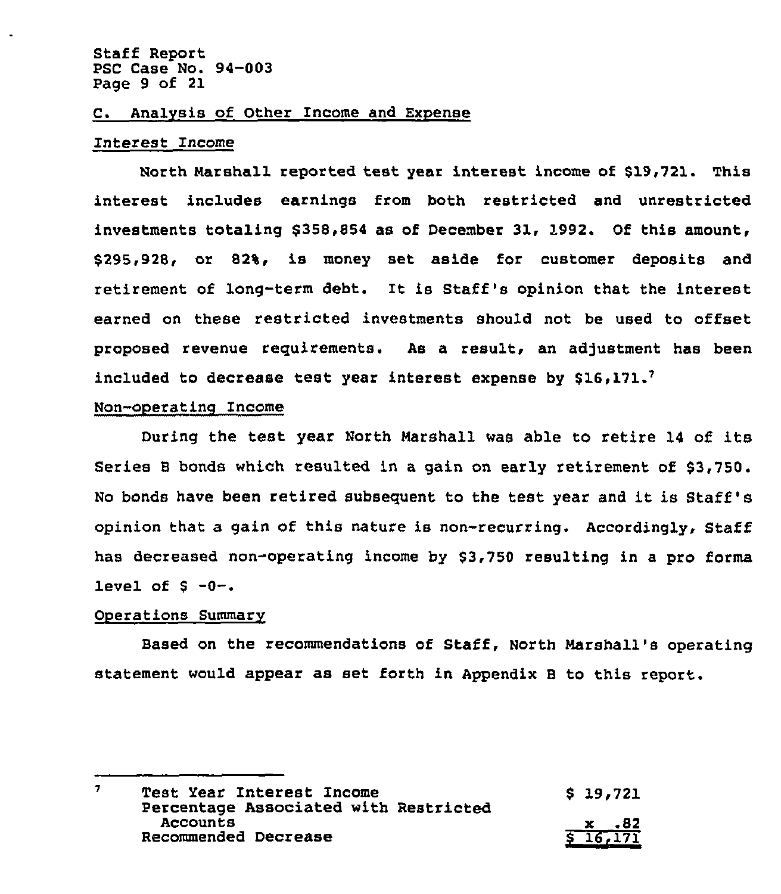## C. Analysis of Other Income and Expense

### Interest Income

North Marshall reported test year interest income of $19,721. This interest includes earnings from both restricted and unrestricted investments totaling $358,854 as of December 31, 1992. Of this amount, $295,928, or 82%, is money set aside for customer deposits and retirement of long-term debt. It is Staff's opinion that the interest earned on these restricted investments should not be used to offset proposed revenue requirements. As a result, an adjustment has been included to decrease test year interest expense by $16,171.[7]

### Non-operating Income

During the test year North Marshall was able to retire 14 of its Series B bonds which resulted in a gain on early retirement of $3,750. No bonds have been retired subsequent to the test year and it is Staff's opinion that a gain of this nature is non-recurring. Accordingly, Staff has decreased non-operating income by $3,750 resulting in a pro forma level of $ -0-.

### Operations Summary

Based on the recommendations of Staff, North Marshall's operating statement would appear as set forth in Appendix B to this report.

---

[7]

| | |
|---|---|
| Test Year Interest Income | $ 19,721 |
| Percentage Associated with Restricted Accounts | x .82 |
| Recommended Decrease | $ 16,171 |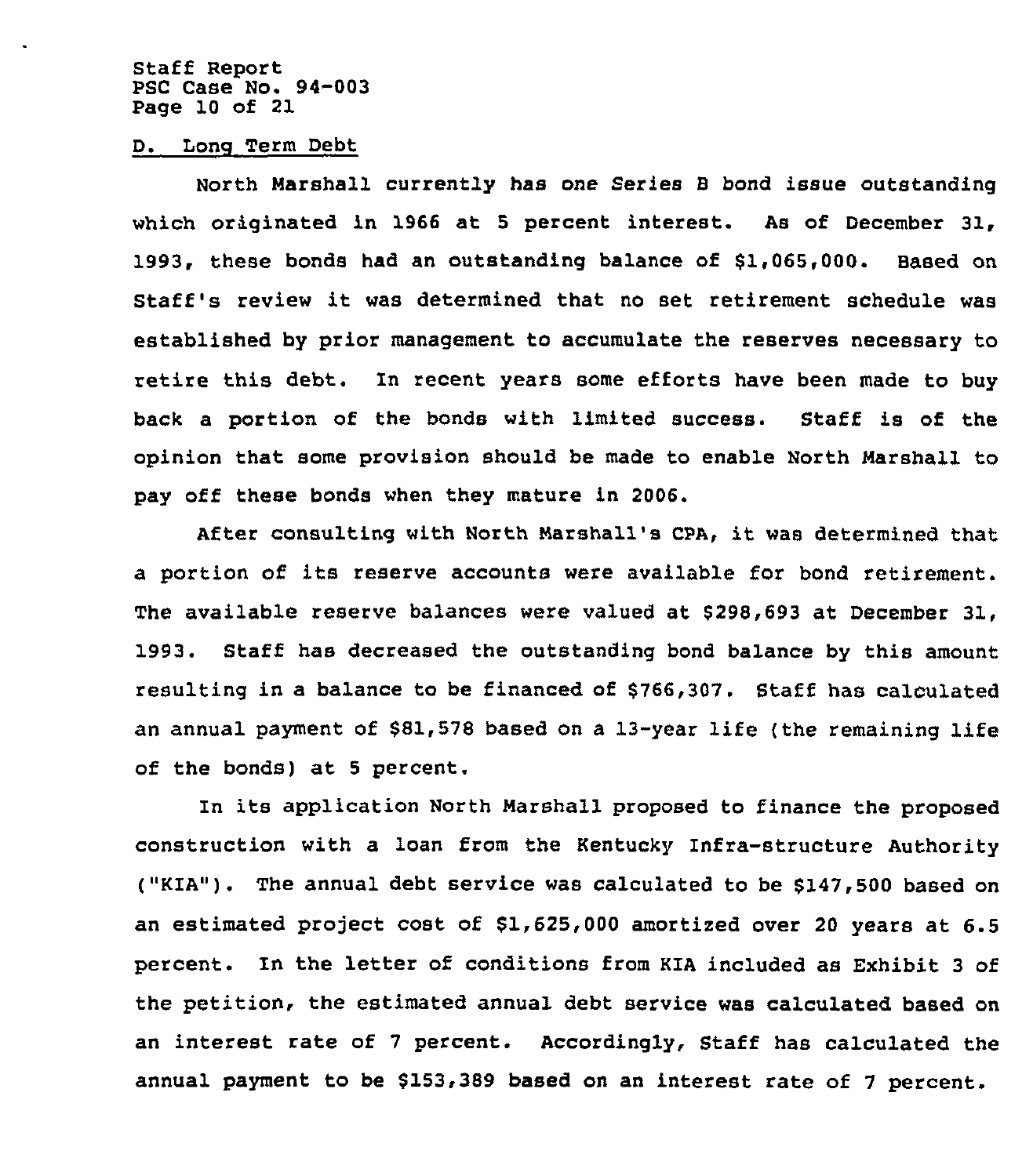### D. Long Term Debt

North Marshall currently has one Series B bond issue outstanding which originated in 1966 at 5 percent interest. As of December 31, 1993, these bonds had an outstanding balance of $1,065,000. Based on Staff's review it was determined that no set retirement schedule was established by prior management to accumulate the reserves necessary to retire this debt. In recent years some efforts have been made to buy back a portion of the bonds with limited success. Staff is of the opinion that some provision should be made to enable North Marshall to pay off these bonds when they mature in 2006.

After consulting with North Marshall's CPA, it was determined that a portion of its reserve accounts were available for bond retirement. The available reserve balances were valued at $298,693 at December 31, 1993. Staff has decreased the outstanding bond balance by this amount resulting in a balance to be financed of $766,307. Staff has calculated an annual payment of $81,578 based on a 13-year life (the remaining life of the bonds) at 5 percent.

In its application North Marshall proposed to finance the proposed construction with a loan from the Kentucky Infra-structure Authority ("KIA"). The annual debt service was calculated to be $147,500 based on an estimated project cost of $1,625,000 amortized over 20 years at 6.5 percent. In the letter of conditions from KIA included as Exhibit 3 of the petition, the estimated annual debt service was calculated based on an interest rate of 7 percent. Accordingly, Staff has calculated the annual payment to be $153,389 based on an interest rate of 7 percent.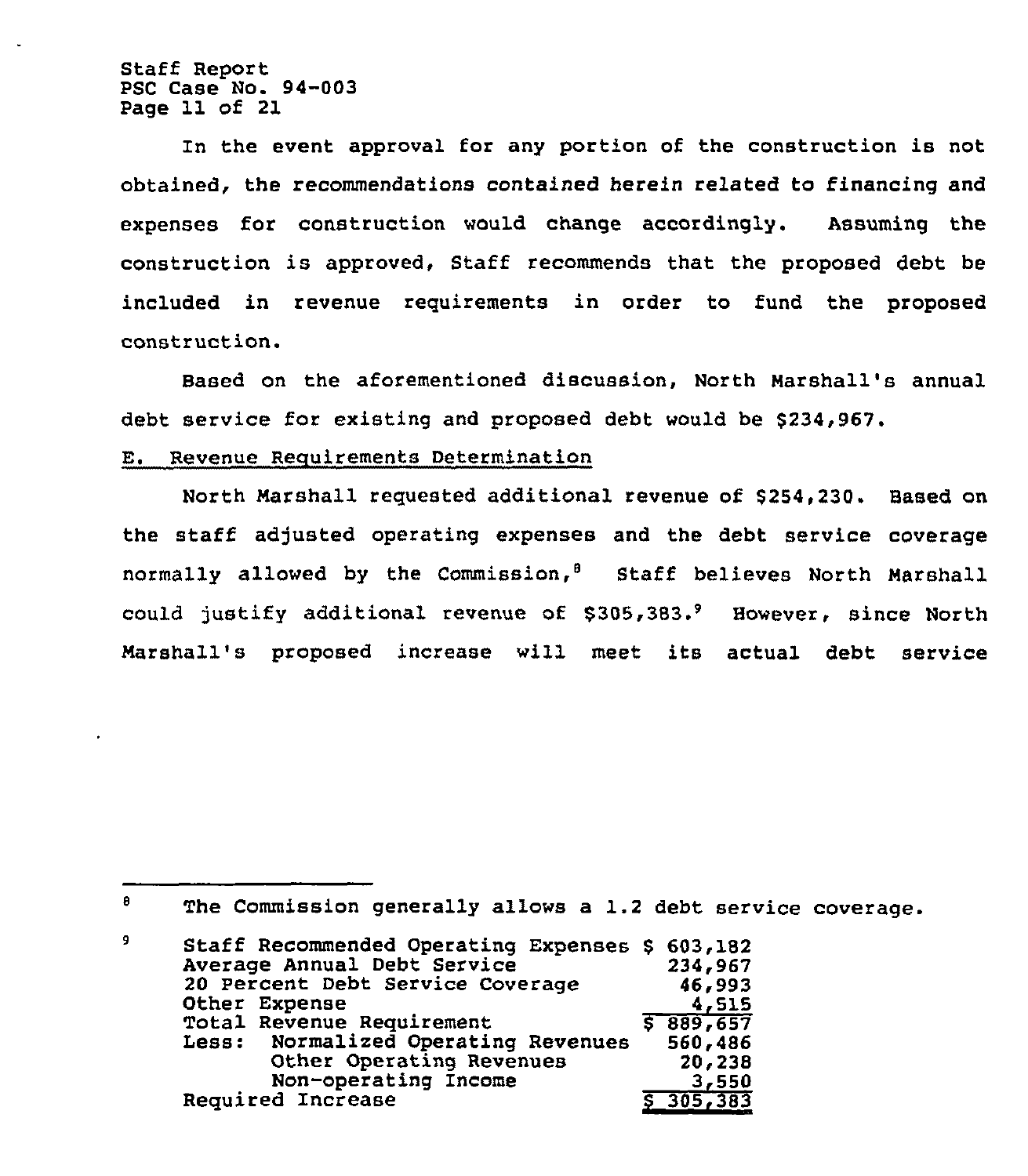In the event approval for any portion of the construction is not obtained, the recommendations contained herein related to financing and expenses for construction would change accordingly. Assuming the construction is approved, Staff recommends that the proposed debt be included in revenue requirements in order to fund the proposed construction.

Based on the aforementioned discussion, North Marshall's annual debt service for existing and proposed debt would be $234,967.

E. Revenue Requirements Determination

North Marshall requested additional revenue of $254,230. Based on the staff adjusted operating expenses and the debt service coverage normally allowed by the Commission,[8] Staff believes North Marshall could justify additional revenue of $305,383.[9] However, since North Marshall's proposed increase will meet its actual debt service

---

[8] The Commission generally allows a 1.2 debt service coverage.

[9]

| | |
|---|---|
| Staff Recommended Operating Expenses | $ 603,182 |
| Average Annual Debt Service | 234,967 |
| 20 Percent Debt Service Coverage | 46,993 |
| Other Expense | 4,515 |
| Total Revenue Requirement | $ 889,657 |
| Less: Normalized Operating Revenues | 560,486 |
| Other Operating Revenues | 20,238 |
| Non-operating Income | 3,550 |
| Required Increase | $ 305,383 |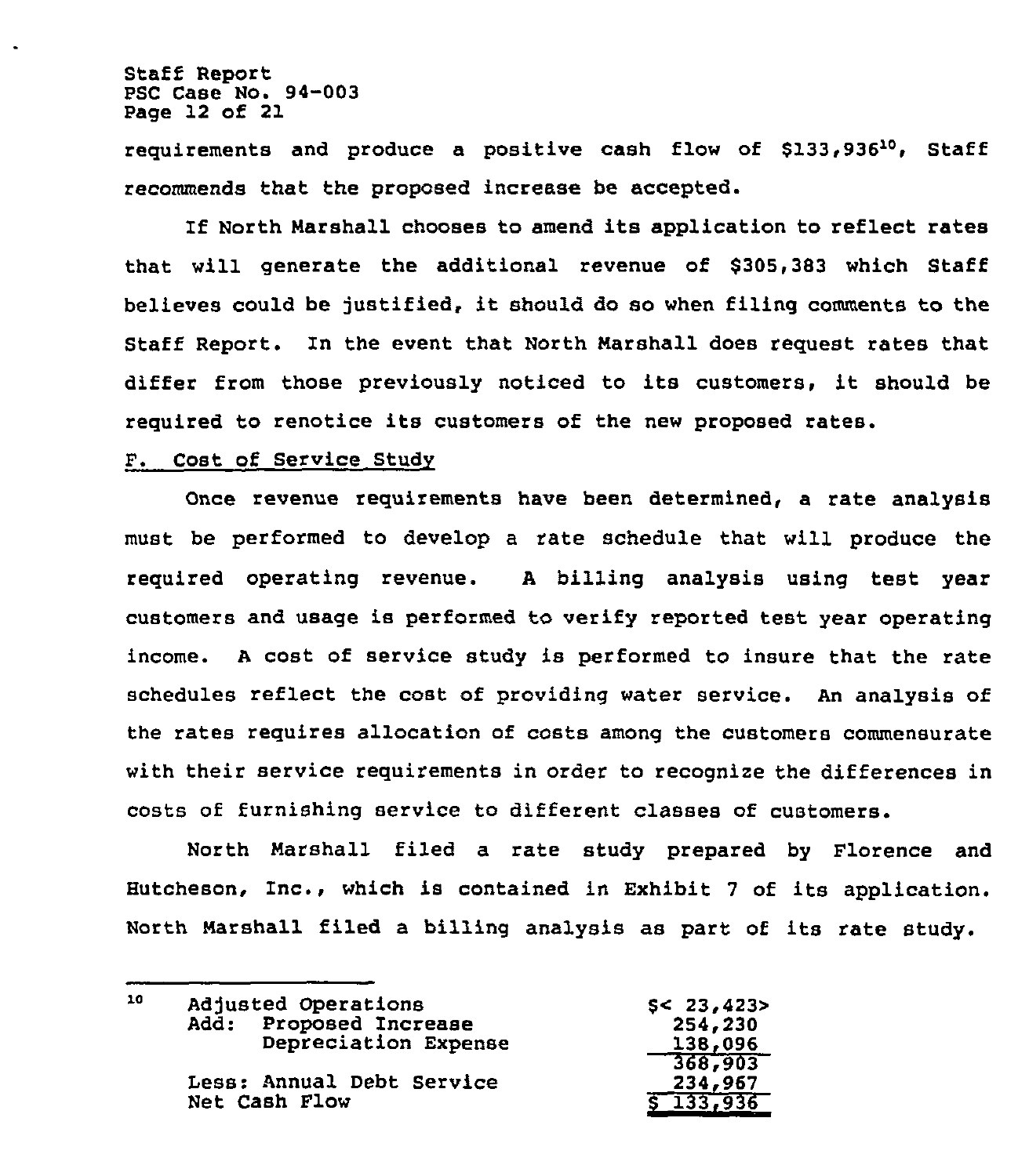requirements and produce a positive cash flow of $133,936[10], Staff recommends that the proposed increase be accepted.

If North Marshall chooses to amend its application to reflect rates that will generate the additional revenue of $305,383 which Staff believes could be justified, it should do so when filing comments to the Staff Report. In the event that North Marshall does request rates that differ from those previously noticed to its customers, it should be required to renotice its customers of the new proposed rates.

F. Cost of Service Study

Once revenue requirements have been determined, a rate analysis must be performed to develop a rate schedule that will produce the required operating revenue. A billing analysis using test year customers and usage is performed to verify reported test year operating income. A cost of service study is performed to insure that the rate schedules reflect the cost of providing water service. An analysis of the rates requires allocation of costs among the customers commensurate with their service requirements in order to recognize the differences in costs of furnishing service to different classes of customers.

North Marshall filed a rate study prepared by Florence and Hutcheson, Inc., which is contained in Exhibit 7 of its application. North Marshall filed a billing analysis as part of its rate study.

---

[10]

| | |
|---|---|
| Adjusted Operations | $<23,423> |
| Add: Proposed Increase | 254,230 |
| Depreciation Expense | 138,096 |
| | 368,903 |
| Less: Annual Debt Service | 234,967 |
| Net Cash Flow | $ 133,936 |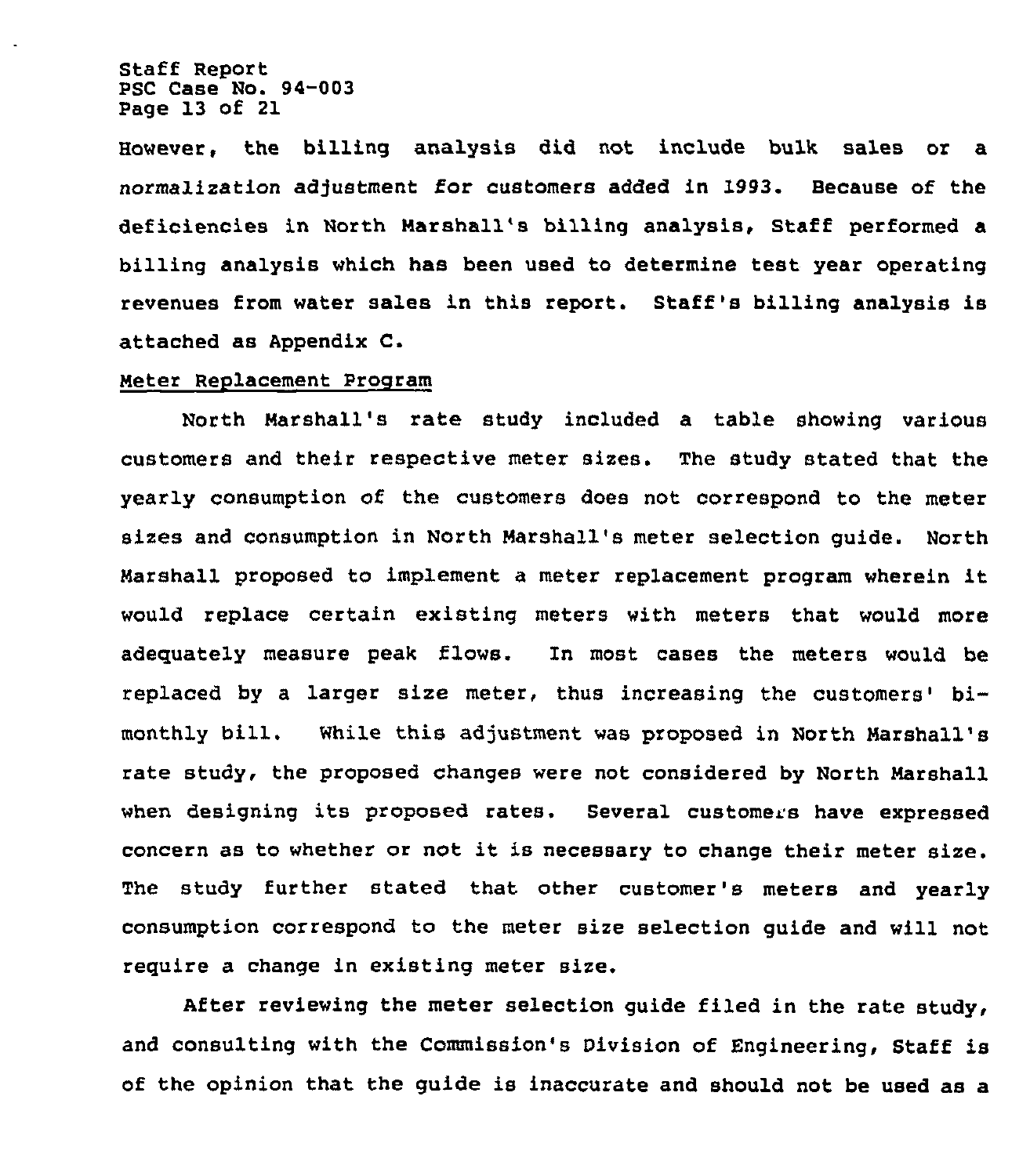However, the billing analysis did not include bulk sales or a normalization adjustment for customers added in 1993. Because of the deficiencies in North Marshall's billing analysis, Staff performed a billing analysis which has been used to determine test year operating revenues from water sales in this report. Staff's billing analysis is attached as Appendix C.

Meter Replacement Program

North Marshall's rate study included a table showing various customers and their respective meter sizes. The study stated that the yearly consumption of the customers does not correspond to the meter sizes and consumption in North Marshall's meter selection guide. North Marshall proposed to implement a meter replacement program wherein it would replace certain existing meters with meters that would more adequately measure peak flows. In most cases the meters would be replaced by a larger size meter, thus increasing the customers' bi-monthly bill. While this adjustment was proposed in North Marshall's rate study, the proposed changes were not considered by North Marshall when designing its proposed rates. Several customers have expressed concern as to whether or not it is necessary to change their meter size. The study further stated that other customer's meters and yearly consumption correspond to the meter size selection guide and will not require a change in existing meter size.

After reviewing the meter selection guide filed in the rate study, and consulting with the Commission's Division of Engineering, Staff is of the opinion that the guide is inaccurate and should not be used as a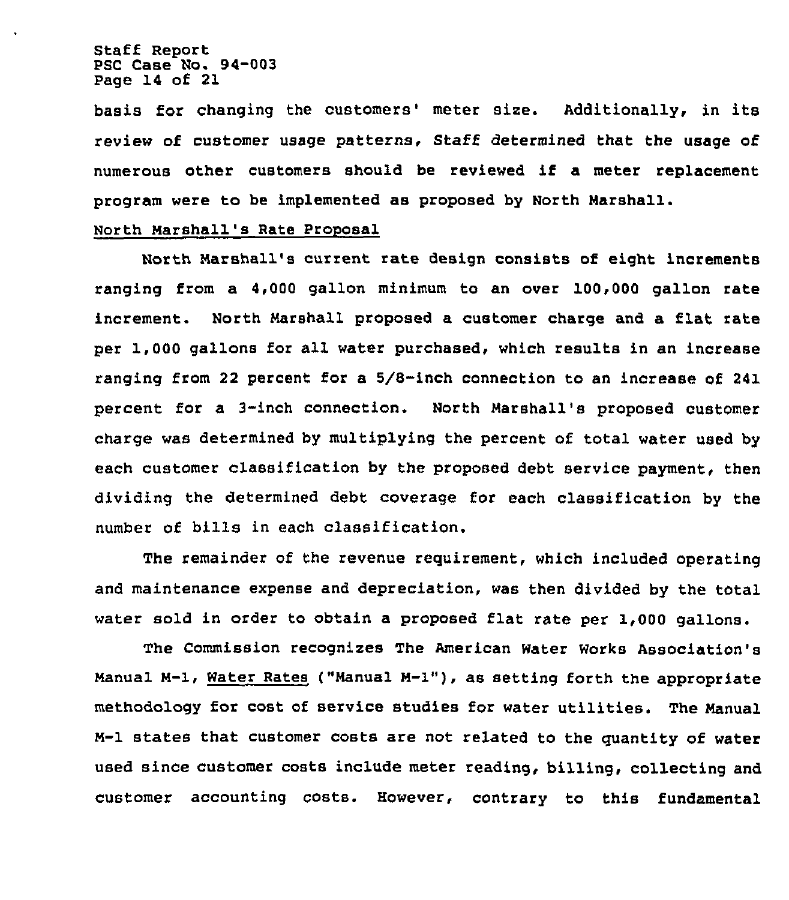basis for changing the customers' meter size. Additionally, in its review of customer usage patterns, Staff determined that the usage of numerous other customers should be reviewed if a meter replacement program were to be implemented as proposed by North Marshall.

North Marshall's Rate Proposal

North Marshall's current rate design consists of eight increments ranging from a 4,000 gallon minimum to an over 100,000 gallon rate increment. North Marshall proposed a customer charge and a flat rate per 1,000 gallons for all water purchased, which results in an increase ranging from 22 percent for a 5/8-inch connection to an increase of 241 percent for a 3-inch connection. North Marshall's proposed customer charge was determined by multiplying the percent of total water used by each customer classification by the proposed debt service payment, then dividing the determined debt coverage for each classification by the number of bills in each classification.

The remainder of the revenue requirement, which included operating and maintenance expense and depreciation, was then divided by the total water sold in order to obtain a proposed flat rate per 1,000 gallons.

The Commission recognizes The American Water Works Association's Manual M-1, Water Rates ("Manual M-1"), as setting forth the appropriate methodology for cost of service studies for water utilities. The Manual M-1 states that customer costs are not related to the quantity of water used since customer costs include meter reading, billing, collecting and customer accounting costs. However, contrary to this fundamental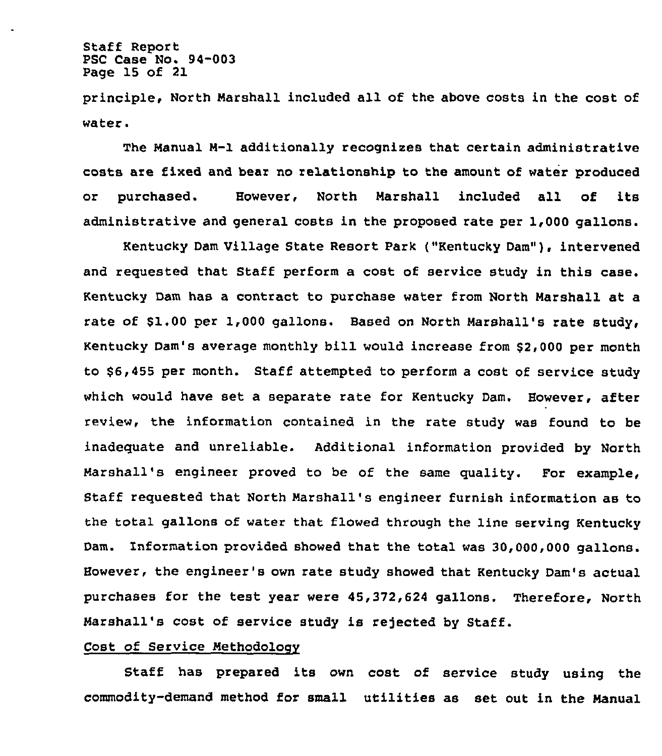principle, North Marshall included all of the above costs in the cost of water.

The Manual M-1 additionally recognizes that certain administrative costs are fixed and bear no relationship to the amount of water produced or purchased. However, North Marshall included all of its administrative and general costs in the proposed rate per 1,000 gallons.

Kentucky Dam Village State Resort Park ("Kentucky Dam"), intervened and requested that Staff perform a cost of service study in this case. Kentucky Dam has a contract to purchase water from North Marshall at a rate of $1.00 per 1,000 gallons. Based on North Marshall's rate study, Kentucky Dam's average monthly bill would increase from $2,000 per month to $6,455 per month. Staff attempted to perform a cost of service study which would have set a separate rate for Kentucky Dam. However, after review, the information contained in the rate study was found to be inadequate and unreliable. Additional information provided by North Marshall's engineer proved to be of the same quality. For example, Staff requested that North Marshall's engineer furnish information as to the total gallons of water that flowed through the line serving Kentucky Dam. Information provided showed that the total was 30,000,000 gallons. However, the engineer's own rate study showed that Kentucky Dam's actual purchases for the test year were 45,372,624 gallons. Therefore, North Marshall's cost of service study is rejected by Staff.

Cost of Service Methodology

Staff has prepared its own cost of service study using the commodity-demand method for small utilities as set out in the Manual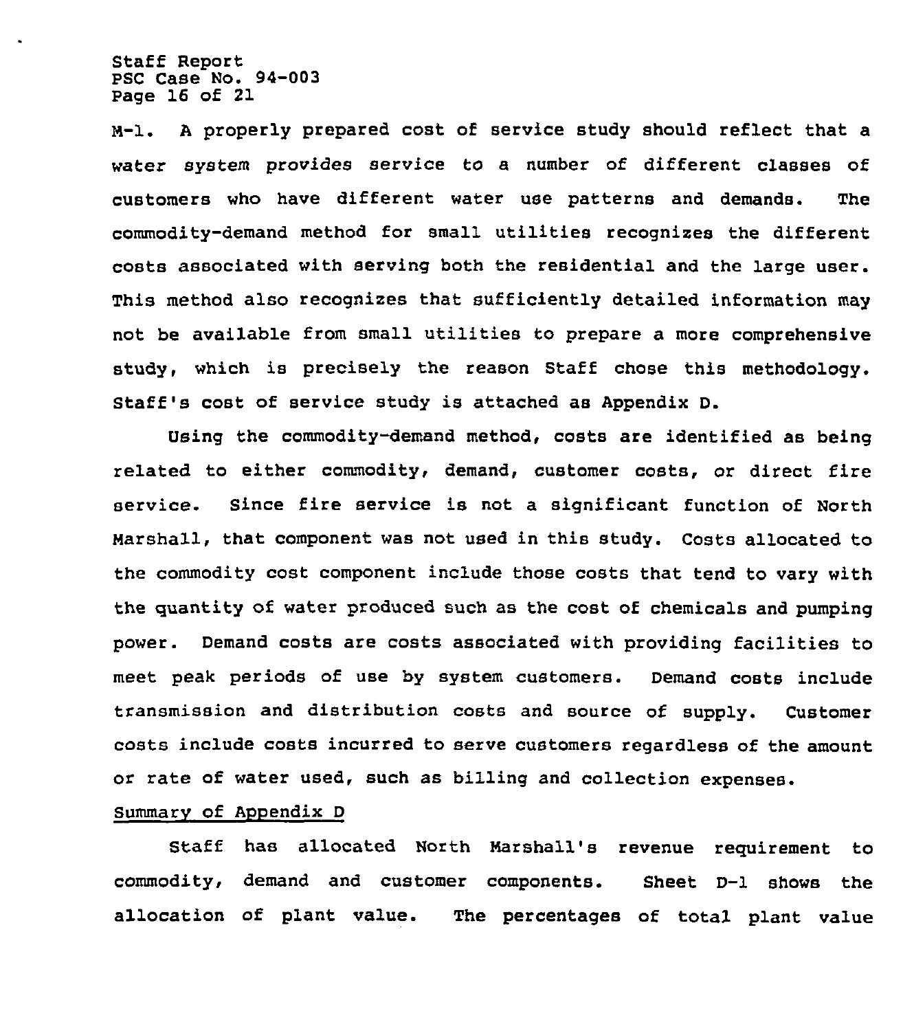M-1. A properly prepared cost of service study should reflect that a water system provides service to a number of different classes of customers who have different water use patterns and demands. The commodity-demand method for small utilities recognizes the different costs associated with serving both the residential and the large user. This method also recognizes that sufficiently detailed information may not be available from small utilities to prepare a more comprehensive study, which is precisely the reason Staff chose this methodology. Staff's cost of service study is attached as Appendix D.

Using the commodity-demand method, costs are identified as being related to either commodity, demand, customer costs, or direct fire service. Since fire service is not a significant function of North Marshall, that component was not used in this study. Costs allocated to the commodity cost component include those costs that tend to vary with the quantity of water produced such as the cost of chemicals and pumping power. Demand costs are costs associated with providing facilities to meet peak periods of use by system customers. Demand costs include transmission and distribution costs and source of supply. Customer costs include costs incurred to serve customers regardless of the amount or rate of water used, such as billing and collection expenses.

Summary of Appendix D

Staff has allocated North Marshall's revenue requirement to commodity, demand and customer components. Sheet D-1 shows the allocation of plant value. The percentages of total plant value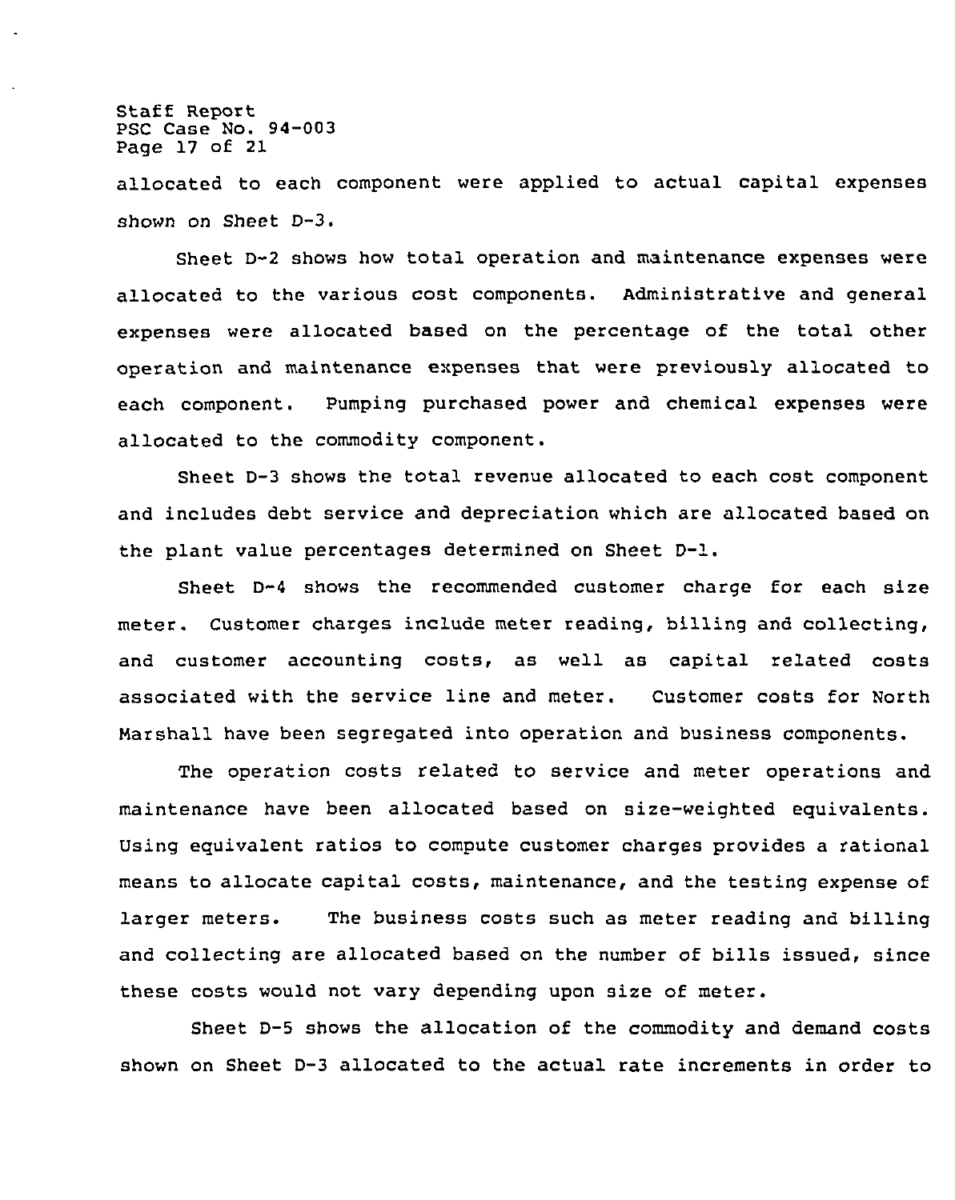allocated to each component were applied to actual capital expenses shown on Sheet D-3.

Sheet D-2 shows how total operation and maintenance expenses were allocated to the various cost components. Administrative and general expenses were allocated based on the percentage of the total other operation and maintenance expenses that were previously allocated to each component. Pumping purchased power and chemical expenses were allocated to the commodity component.

Sheet D-3 shows the total revenue allocated to each cost component and includes debt service and depreciation which are allocated based on the plant value percentages determined on Sheet D-1.

Sheet D-4 shows the recommended customer charge for each size meter. Customer charges include meter reading, billing and collecting, and customer accounting costs, as well as capital related costs associated with the service line and meter. Customer costs for North Marshall have been segregated into operation and business components.

The operation costs related to service and meter operations and maintenance have been allocated based on size-weighted equivalents. Using equivalent ratios to compute customer charges provides a rational means to allocate capital costs, maintenance, and the testing expense of larger meters. The business costs such as meter reading and billing and collecting are allocated based on the number of bills issued, since these costs would not vary depending upon size of meter.

Sheet D-5 shows the allocation of the commodity and demand costs shown on Sheet D-3 allocated to the actual rate increments in order to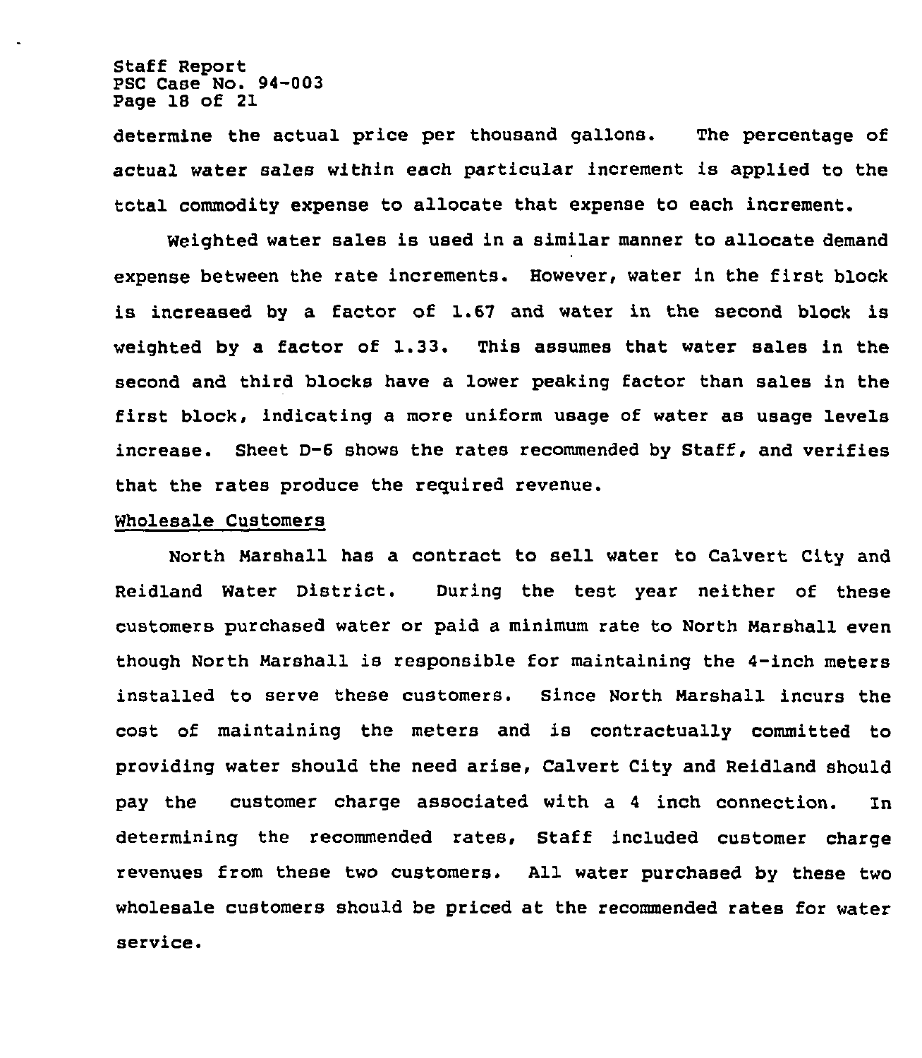determine the actual price per thousand gallons. The percentage of actual water sales within each particular increment is applied to the total commodity expense to allocate that expense to each increment.

Weighted water sales is used in a similar manner to allocate demand expense between the rate increments. However, water in the first block is increased by a factor of 1.67 and water in the second block is weighted by a factor of 1.33. This assumes that water sales in the second and third blocks have a lower peaking factor than sales in the first block, indicating a more uniform usage of water as usage levels increase. Sheet D-6 shows the rates recommended by Staff, and verifies that the rates produce the required revenue.

Wholesale Customers

North Marshall has a contract to sell water to Calvert City and Reidland Water District. During the test year neither of these customers purchased water or paid a minimum rate to North Marshall even though North Marshall is responsible for maintaining the 4-inch meters installed to serve these customers. Since North Marshall incurs the cost of maintaining the meters and is contractually committed to providing water should the need arise, Calvert City and Reidland should pay the customer charge associated with a 4 inch connection. In determining the recommended rates, Staff included customer charge revenues from these two customers. All water purchased by these two wholesale customers should be priced at the recommended rates for water service.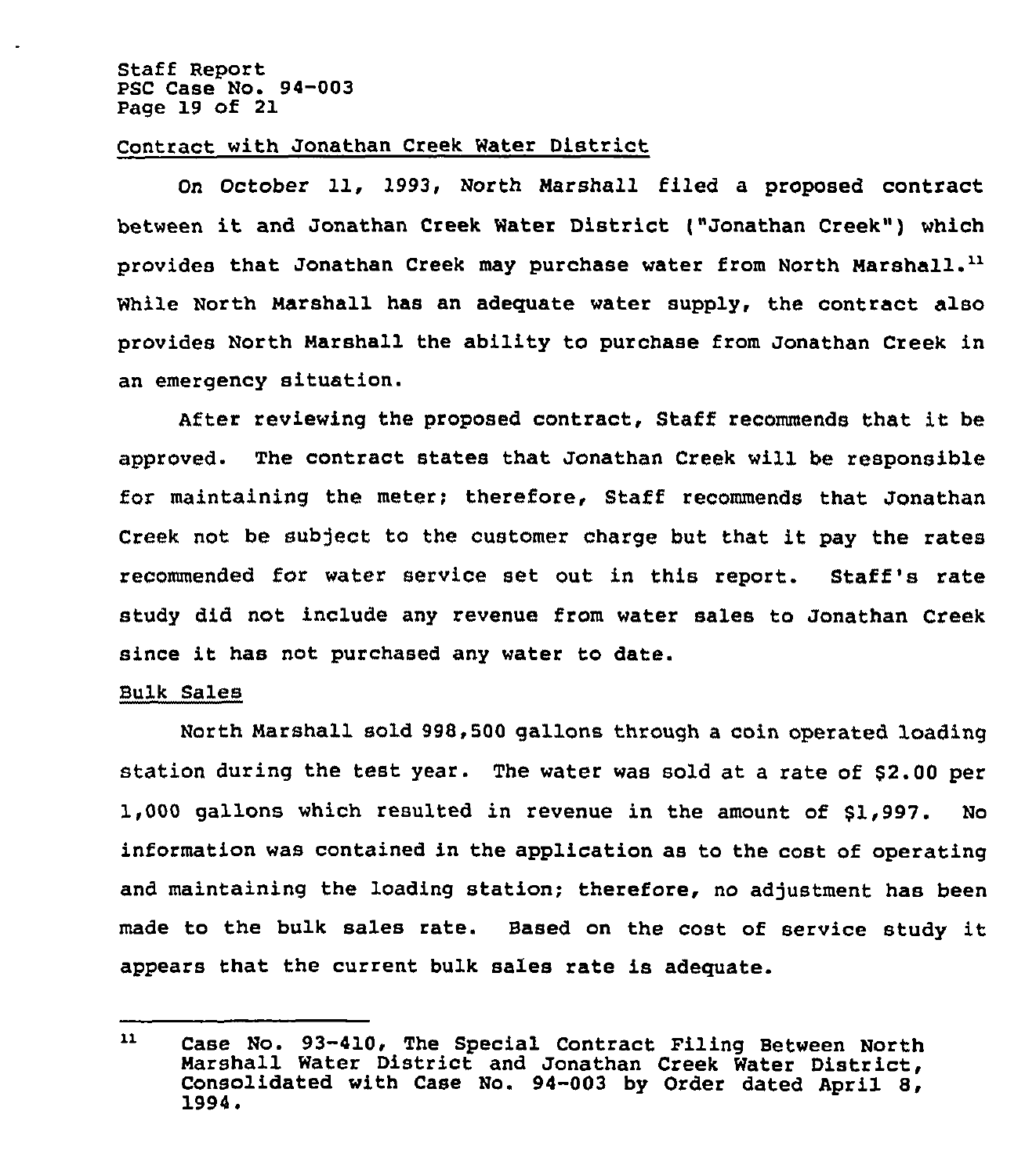Contract with Jonathan Creek Water District

On October 11, 1993, North Marshall filed a proposed contract between it and Jonathan Creek Water District ("Jonathan Creek") which provides that Jonathan Creek may purchase water from North Marshall.[11] While North Marshall has an adequate water supply, the contract also provides North Marshall the ability to purchase from Jonathan Creek in an emergency situation.

After reviewing the proposed contract, Staff recommends that it be approved. The contract states that Jonathan Creek will be responsible for maintaining the meter; therefore, Staff recommends that Jonathan Creek not be subject to the customer charge but that it pay the rates recommended for water service set out in this report. Staff's rate study did not include any revenue from water sales to Jonathan Creek since it has not purchased any water to date.

Bulk Sales

North Marshall sold 998,500 gallons through a coin operated loading station during the test year. The water was sold at a rate of $2.00 per 1,000 gallons which resulted in revenue in the amount of $1,997. No information was contained in the application as to the cost of operating and maintaining the loading station; therefore, no adjustment has been made to the bulk sales rate. Based on the cost of service study it appears that the current bulk sales rate is adequate.

---

[11] Case No. 93-410, The Special Contract Filing Between North Marshall Water District and Jonathan Creek Water District, Consolidated with Case No. 94-003 by Order dated April 8, 1994.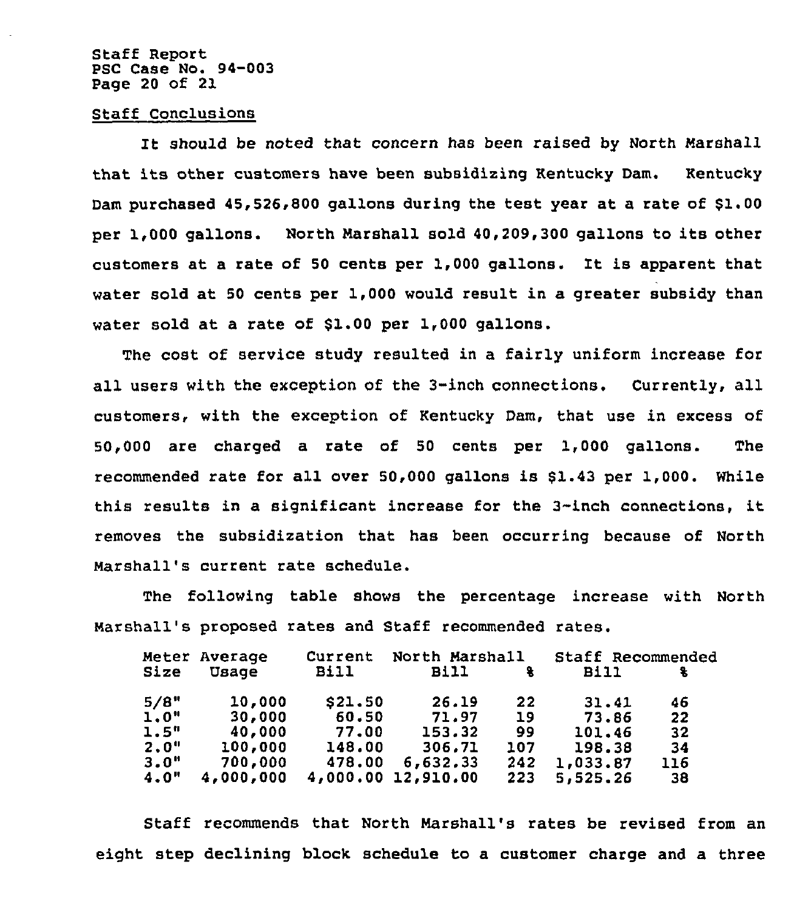Staff Report
PSC Case No. 94-003

## Staff Conclusions

It should be noted that concern has been raised by North Marshall that its other customers have been subsidizing Kentucky Dam. Kentucky Dam purchased 45,526,800 gallons during the test year at a rate of $1.00 per 1,000 gallons. North Marshall sold 40,209,300 gallons to its other customers at a rate of 50 cents per 1,000 gallons. It is apparent that water sold at 50 cents per 1,000 would result in a greater subsidy than water sold at a rate of $1.00 per 1,000 gallons.

The cost of service study resulted in a fairly uniform increase for all users with the exception of the 3-inch connections. Currently, all customers, with the exception of Kentucky Dam, that use in excess of 50,000 are charged a rate of 50 cents per 1,000 gallons. The recommended rate for all over 50,000 gallons is $1.43 per 1,000. While this results in a significant increase for the 3-inch connections, it removes the subsidization that has been occurring because of North Marshall's current rate schedule.

The following table shows the percentage increase with North Marshall's proposed rates and Staff recommended rates.

| Meter Size | Average Usage | Current Bill | North Marshall Bill | % | Staff Recommended Bill | % |
|---|---|---|---|---|---|---|
| 5/8" | 10,000 | $21.50 | 26.19 | 22 | 31.41 | 46 |
| 1.0" | 30,000 | 60.50 | 71.97 | 19 | 73.86 | 22 |
| 1.5" | 40,000 | 77.00 | 153.32 | 99 | 101.46 | 32 |
| 2.0" | 100,000 | 148.00 | 306.71 | 107 | 198.38 | 34 |
| 3.0" | 700,000 | 478.00 | 6,632.33 | 242 | 1,033.87 | 116 |
| 4.0" | 4,000,000 | 4,000.00 | 12,910.00 | 223 | 5,525.26 | 38 |

Staff recommends that North Marshall's rates be revised from an eight step declining block schedule to a customer charge and a three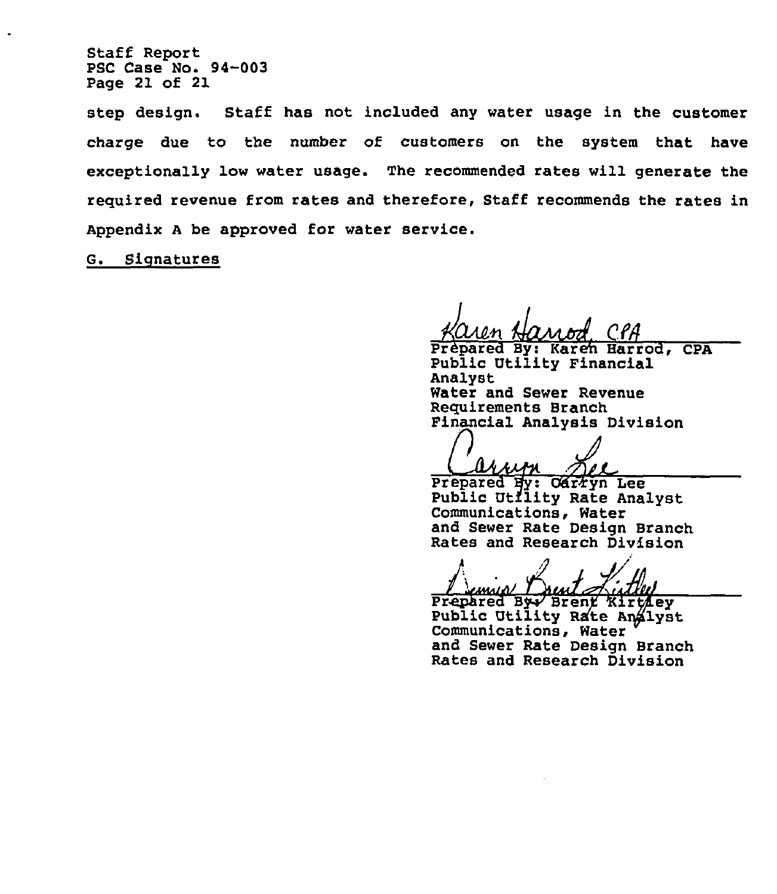step design. Staff has not included any water usage in the customer charge due to the number of customers on the system that have exceptionally low water usage. The recommended rates will generate the required revenue from rates and therefore, Staff recommends the rates in Appendix A be approved for water service.

G. Signatures

Prepared By: Karen Harrod, CPA
Public Utility Financial Analyst
Water and Sewer Revenue Requirements Branch
Financial Analysis Division

Prepared By: Carryn Lee
Public Utility Rate Analyst
Communications, Water and Sewer Rate Design Branch
Rates and Research Division

Prepared By: Brent Kirtley
Public Utility Rate Analyst
Communications, Water and Sewer Rate Design Branch
Rates and Research Division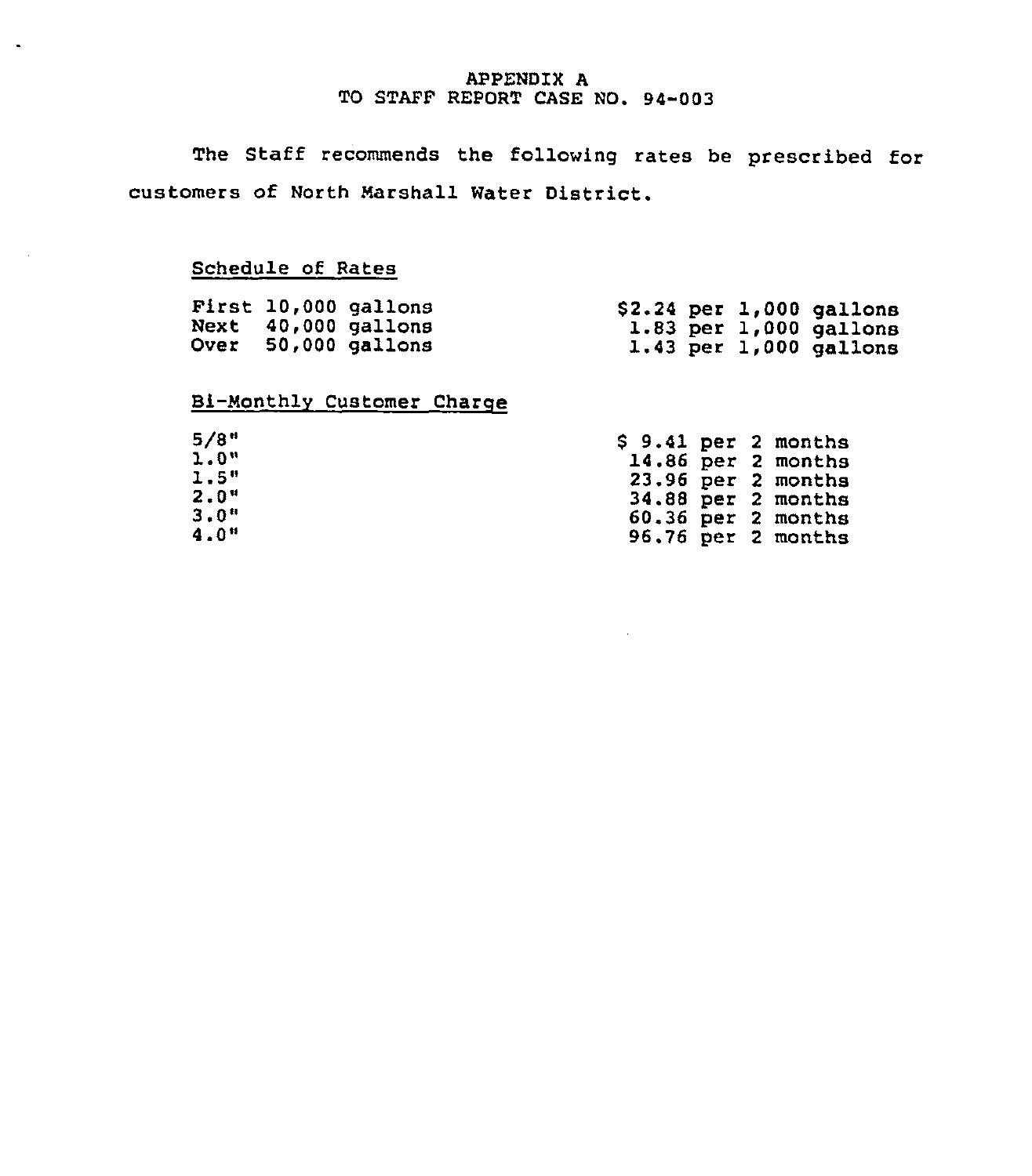APPENDIX A
TO STAFF REPORT CASE NO. 94-003

The Staff recommends the following rates be prescribed for customers of North Marshall Water District.

Schedule of Rates

| | |
|---|---|
| First 10,000 gallons | $2.24 per 1,000 gallons |
| Next 40,000 gallons | 1.83 per 1,000 gallons |
| Over 50,000 gallons | 1.43 per 1,000 gallons |

Bi-Monthly Customer Charge

| | |
|---|---|
| 5/8" | $ 9.41 per 2 months |
| 1.0" | 14.86 per 2 months |
| 1.5" | 23.96 per 2 months |
| 2.0" | 34.88 per 2 months |
| 3.0" | 60.36 per 2 months |
| 4.0" | 96.76 per 2 months |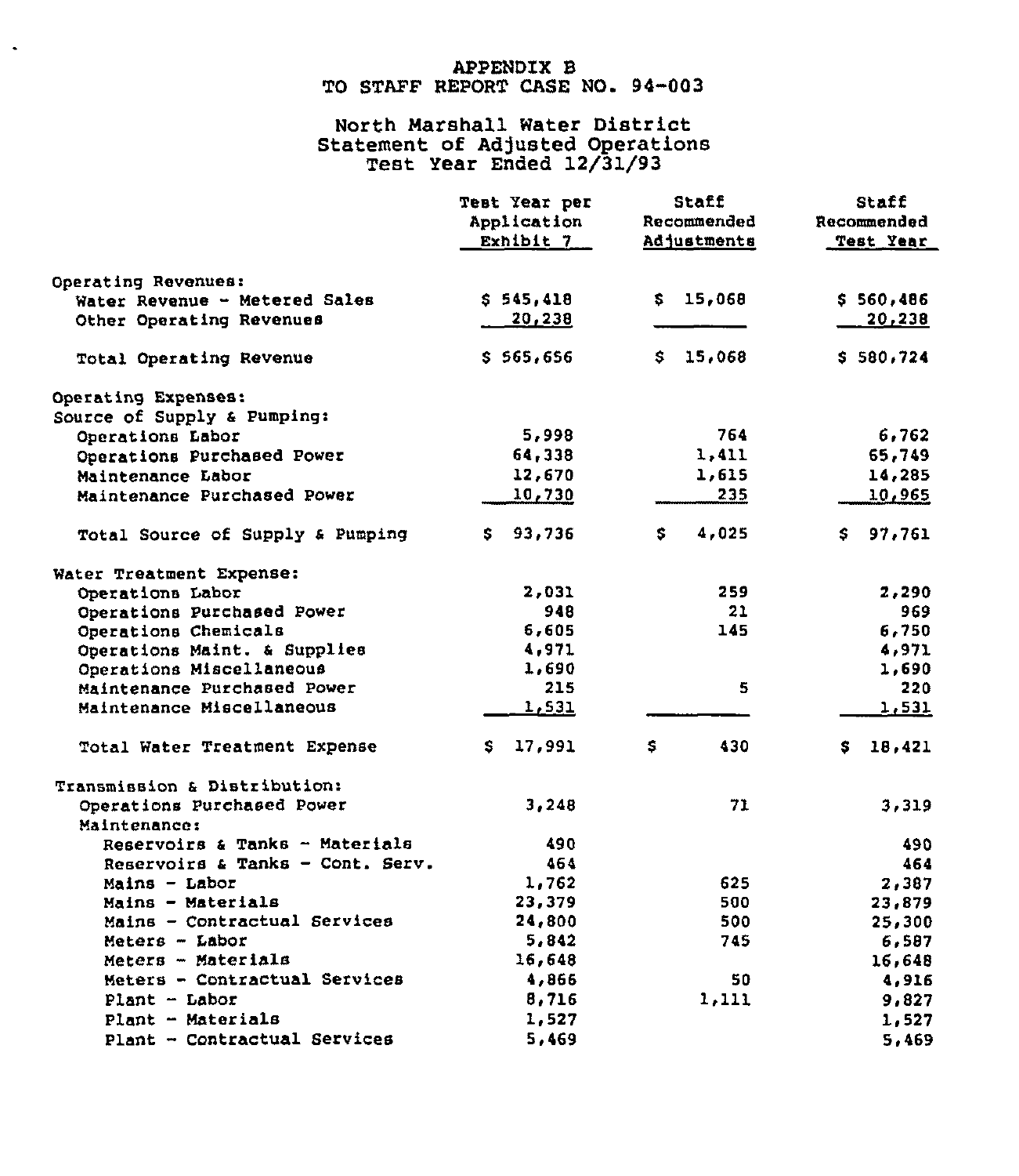APPENDIX B
TO STAFF REPORT CASE NO. 94-003

North Marshall Water District
Statement of Adjusted Operations
Test Year Ended 12/31/93

| | Test Year per Application Exhibit 7 | Staff Recommended Adjustments | Staff Recommended Test Year |
|---|---|---|---|
| Operating Revenues: | | | |
| Water Revenue - Metered Sales | $ 545,418 | $ 15,068 | $ 560,486 |
| Other Operating Revenues | 20,238 | | 20,238 |
| Total Operating Revenue | $ 565,656 | $ 15,068 | $ 580,724 |
| Operating Expenses: | | | |
| Source of Supply & Pumping: | | | |
| Operations Labor | 5,998 | 764 | 6,762 |
| Operations Purchased Power | 64,338 | 1,411 | 65,749 |
| Maintenance Labor | 12,670 | 1,615 | 14,285 |
| Maintenance Purchased Power | 10,730 | 235 | 10,965 |
| Total Source of Supply & Pumping | $ 93,736 | $ 4,025 | $ 97,761 |
| Water Treatment Expense: | | | |
| Operations Labor | 2,031 | 259 | 2,290 |
| Operations Purchased Power | 948 | 21 | 969 |
| Operations Chemicals | 6,605 | 145 | 6,750 |
| Operations Maint. & Supplies | 4,971 | | 4,971 |
| Operations Miscellaneous | 1,690 | | 1,690 |
| Maintenance Purchased Power | 215 | 5 | 220 |
| Maintenance Miscellaneous | 1,531 | | 1,531 |
| Total Water Treatment Expense | $ 17,991 | $ 430 | $ 18,421 |
| Transmission & Distribution: | | | |
| Operations Purchased Power | 3,248 | 71 | 3,319 |
| Maintenance: | | | |
| Reservoirs & Tanks - Materials | 490 | | 490 |
| Reservoirs & Tanks - Cont. Serv. | 464 | | 464 |
| Mains - Labor | 1,762 | 625 | 2,387 |
| Mains - Materials | 23,379 | 500 | 23,879 |
| Mains - Contractual Services | 24,800 | 500 | 25,300 |
| Meters - Labor | 5,842 | 745 | 6,587 |
| Meters - Materials | 16,648 | | 16,648 |
| Meters - Contractual Services | 4,866 | 50 | 4,916 |
| Plant - Labor | 8,716 | 1,111 | 9,827 |
| Plant - Materials | 1,527 | | 1,527 |
| Plant - Contractual Services | 5,469 | | 5,469 |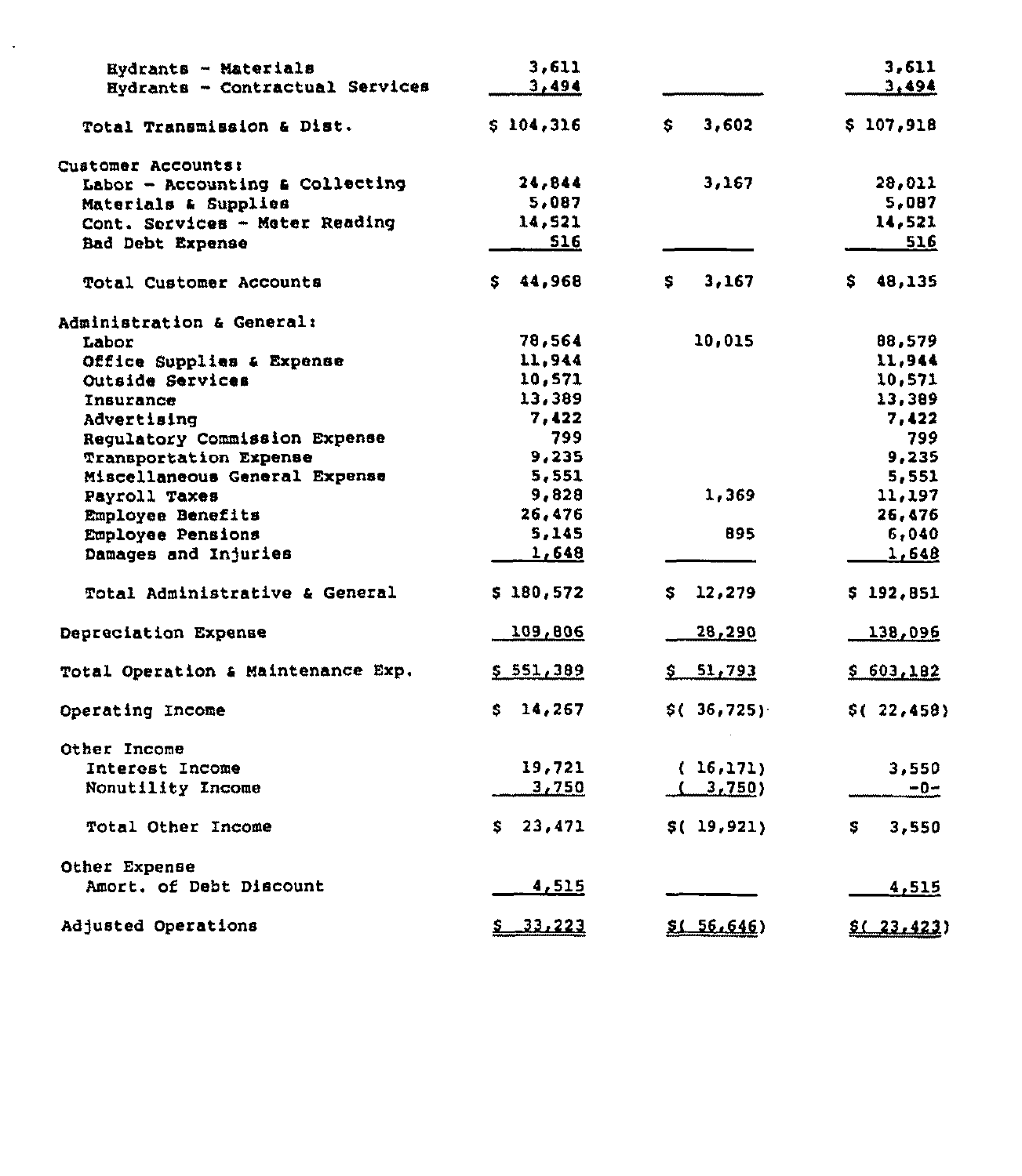| | | | |
|---|---|---|---|
| Hydrants - Materials | 3,611 | | 3,611 |
| Hydrants - Contractual Services | 3,494 | | 3,494 |
| Total Transmission & Dist. | $ 104,316 | $ 3,602 | $ 107,918 |
| Customer Accounts: | | | |
| Labor - Accounting & Collecting | 24,844 | 3,167 | 28,011 |
| Materials & Supplies | 5,087 | | 5,087 |
| Cont. Services - Meter Reading | 14,521 | | 14,521 |
| Bad Debt Expense | 516 | | 516 |
| Total Customer Accounts | $ 44,968 | $ 3,167 | $ 48,135 |
| Administration & General: | | | |
| Labor | 78,564 | 10,015 | 88,579 |
| Office Supplies & Expense | 11,944 | | 11,944 |
| Outside Services | 10,571 | | 10,571 |
| Insurance | 13,389 | | 13,389 |
| Advertising | 7,422 | | 7,422 |
| Regulatory Commission Expense | 799 | | 799 |
| Transportation Expense | 9,235 | | 9,235 |
| Miscellaneous General Expense | 5,551 | | 5,551 |
| Payroll Taxes | 9,828 | 1,369 | 11,197 |
| Employee Benefits | 26,476 | | 26,476 |
| Employee Pensions | 5,145 | 895 | 6,040 |
| Damages and Injuries | 1,648 | | 1,648 |
| Total Administrative & General | $ 180,572 | $ 12,279 | $ 192,851 |
| Depreciation Expense | 109,806 | 28,290 | 138,096 |
| Total Operation & Maintenance Exp. | $ 551,389 | $ 51,793 | $ 603,182 |
| Operating Income | $ 14,267 | $( 36,725) | $( 22,458) |
| Other Income | | | |
| Interest Income | 19,721 | ( 16,171) | 3,550 |
| Nonutility Income | 3,750 | ( 3,750) | -0- |
| Total Other Income | $ 23,471 | $( 19,921) | $ 3,550 |
| Other Expense | | | |
| Amort. of Debt Discount | 4,515 | | 4,515 |
| Adjusted Operations | $ 33,223 | $( 56,646) | $( 23,423) |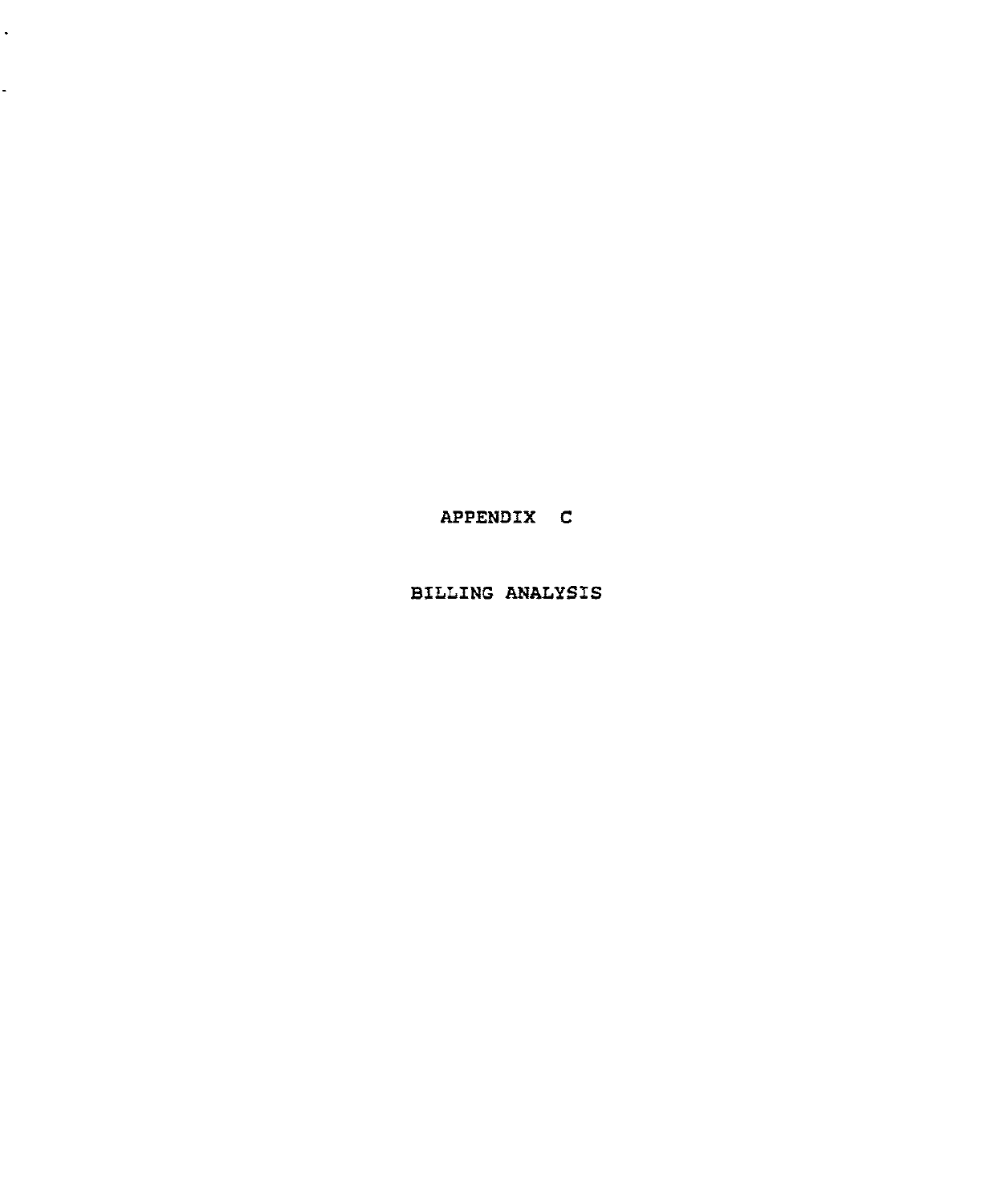# APPENDIX C

## BILLING ANALYSIS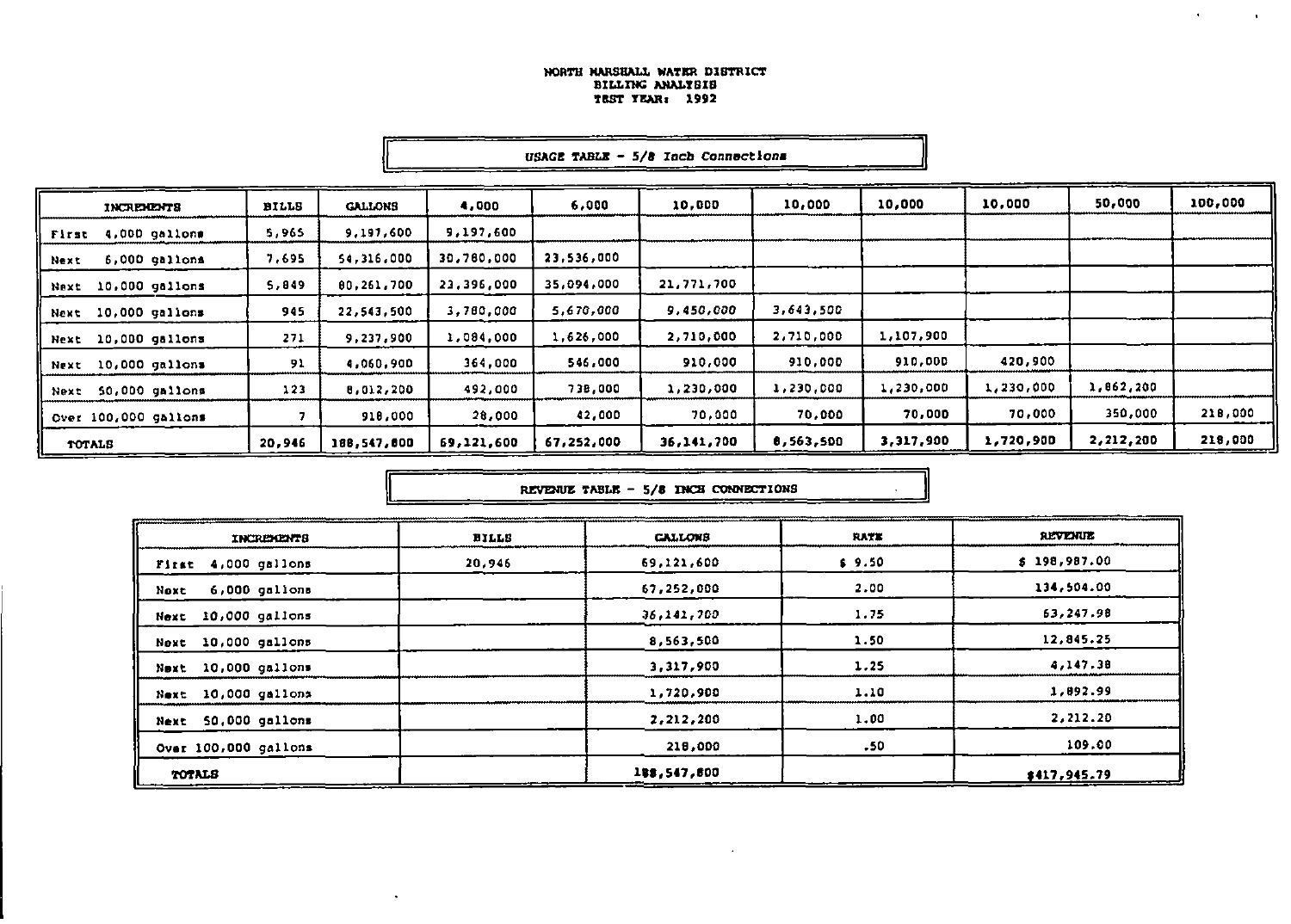NORTH MARSHALL WATER DISTRICT
BILLING ANALYSIS
TEST YEAR: 1992

USAGE TABLE - 5/8 Inch Connections

| INCREMENTS | BILLS | GALLONS | 4,000 | 6,000 | 10,000 | 10,000 | 10,000 | 10,000 | 50,000 | 100,000 |
|---|---|---|---|---|---|---|---|---|---|---|
| First 4,000 gallons | 5,965 | 9,197,600 | 9,197,600 | | | | | | | |
| Next 6,000 gallons | 7,695 | 54,316,000 | 30,780,000 | 23,536,000 | | | | | | |
| Next 10,000 gallons | 5,849 | 80,261,700 | 23,396,000 | 35,094,000 | 21,771,700 | | | | | |
| Next 10,000 gallons | 945 | 22,543,500 | 3,780,000 | 5,670,000 | 9,450,000 | 3,643,500 | | | | |
| Next 10,000 gallons | 271 | 9,237,900 | 1,084,000 | 1,626,000 | 2,710,000 | 2,710,000 | 1,107,900 | | | |
| Next 10,000 gallons | 91 | 4,060,900 | 364,000 | 546,000 | 910,000 | 910,000 | 910,000 | 420,900 | | |
| Next 50,000 gallons | 123 | 8,012,200 | 492,000 | 738,000 | 1,230,000 | 1,230,000 | 1,230,000 | 1,230,000 | 1,862,200 | |
| Over 100,000 gallons | 7 | 918,000 | 28,000 | 42,000 | 70,000 | 70,000 | 70,000 | 70,000 | 350,000 | 218,000 |
| TOTALS | 20,946 | 188,547,800 | 69,121,600 | 67,252,000 | 36,141,700 | 8,563,500 | 3,317,900 | 1,720,900 | 2,212,200 | 218,000 |

REVENUE TABLE - 5/8 INCH CONNECTIONS

| INCREMENTS | BILLS | GALLONS | RATE | REVENUE |
|---|---|---|---|---|
| First 4,000 gallons | 20,946 | 69,121,600 | $ 9.50 | $ 198,987.00 |
| Next 6,000 gallons | | 67,252,000 | 2.00 | 134,504.00 |
| Next 10,000 gallons | | 36,141,700 | 1.75 | 63,247.98 |
| Next 10,000 gallons | | 8,563,500 | 1.50 | 12,845.25 |
| Next 10,000 gallons | | 3,317,900 | 1.25 | 4,147.38 |
| Next 10,000 gallons | | 1,720,900 | 1.10 | 1,892.99 |
| Next 50,000 gallons | | 2,212,200 | 1.00 | 2,212.20 |
| Over 100,000 gallons | | 218,000 | .50 | 109.00 |
| TOTALS | | 188,547,800 | | $417,945.79 |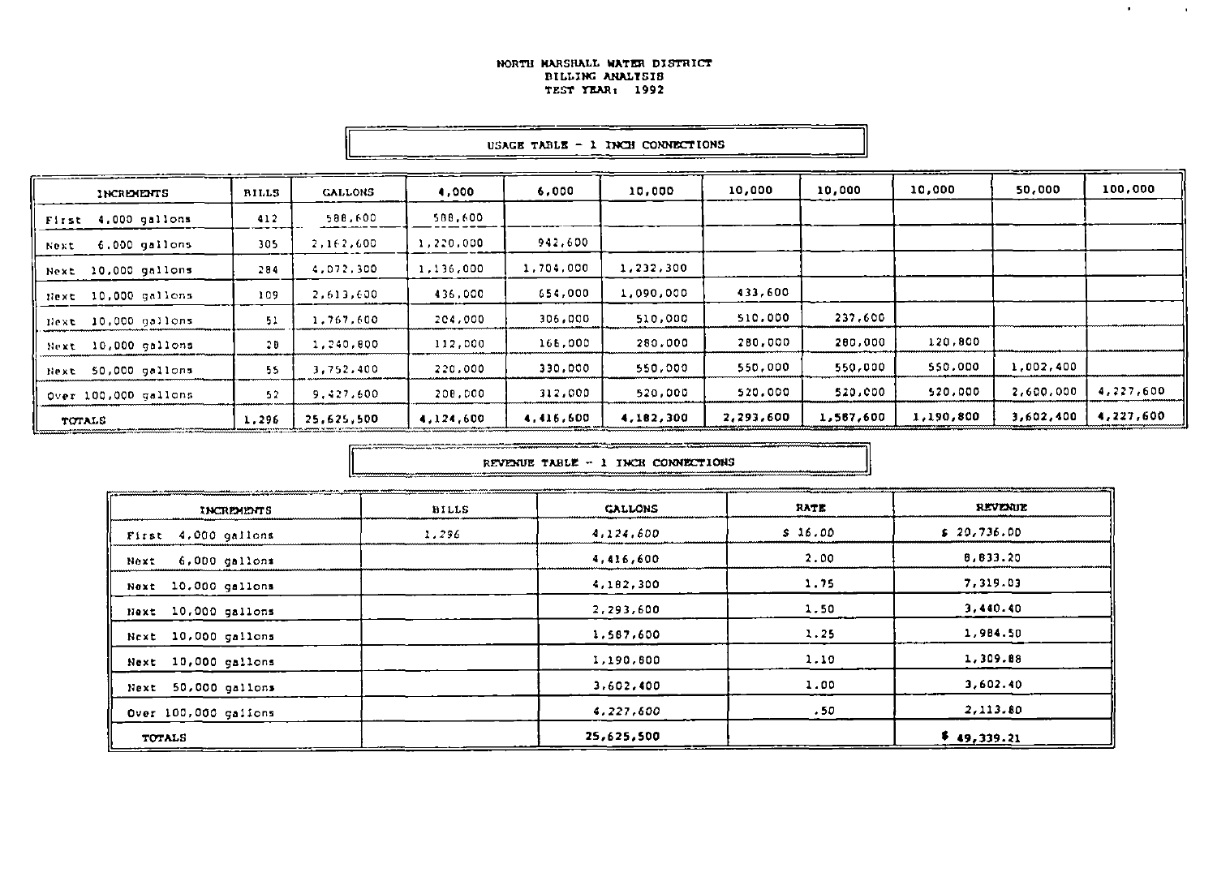NORTH MARSHALL WATER DISTRICT
BILLING ANALYSIS
TEST YEAR: 1992

USAGE TABLE - 1 INCH CONNECTIONS

| INCREMENTS | BILLS | GALLONS | 4,000 | 6,000 | 10,000 | 10,000 | 10,000 | 10,000 | 50,000 | 100,000 |
|---|---|---|---|---|---|---|---|---|---|---|
| First 4,000 gallons | 412 | 588,600 | 588,600 | | | | | | | |
| Next 6,000 gallons | 305 | 2,162,600 | 1,220,000 | 942,600 | | | | | | |
| Next 10,000 gallons | 284 | 4,072,300 | 1,136,000 | 1,704,000 | 1,232,300 | | | | | |
| Next 10,000 gallons | 109 | 2,613,600 | 436,000 | 654,000 | 1,090,000 | 433,600 | | | | |
| Next 10,000 gallons | 51 | 1,767,600 | 204,000 | 306,000 | 510,000 | 510,000 | 237,600 | | | |
| Next 10,000 gallons | 28 | 1,240,800 | 112,000 | 168,000 | 280,000 | 280,000 | 280,000 | 120,800 | | |
| Next 50,000 gallons | 55 | 3,752,400 | 220,000 | 330,000 | 550,000 | 550,000 | 550,000 | 550,000 | 1,002,400 | |
| Over 100,000 gallons | 52 | 9,427,600 | 208,000 | 312,000 | 520,000 | 520,000 | 520,000 | 520,000 | 2,600,000 | 4,227,600 |
| TOTALS | 1,296 | 25,625,500 | 4,124,600 | 4,416,600 | 4,182,300 | 2,293,600 | 1,587,600 | 1,190,800 | 3,602,400 | 4,227,600 |

REVENUE TABLE - 1 INCH CONNECTIONS

| INCREMENTS | BILLS | GALLONS | RATE | REVENUE |
|---|---|---|---|---|
| First 4,000 gallons | 1,296 | 4,124,600 | $ 16.00 | $ 20,736.00 |
| Next 6,000 gallons | | 4,416,600 | 2.00 | 8,833.20 |
| Next 10,000 gallons | | 4,182,300 | 1.75 | 7,319.03 |
| Next 10,000 gallons | | 2,293,600 | 1.50 | 3,440.40 |
| Next 10,000 gallons | | 1,587,600 | 1.25 | 1,984.50 |
| Next 10,000 gallons | | 1,190,800 | 1.10 | 1,309.88 |
| Next 50,000 gallons | | 3,602,400 | 1.00 | 3,602.40 |
| Over 100,000 gallons | | 4,227,600 | .50 | 2,113.80 |
| TOTALS | | 25,625,500 | | $ 49,339.21 |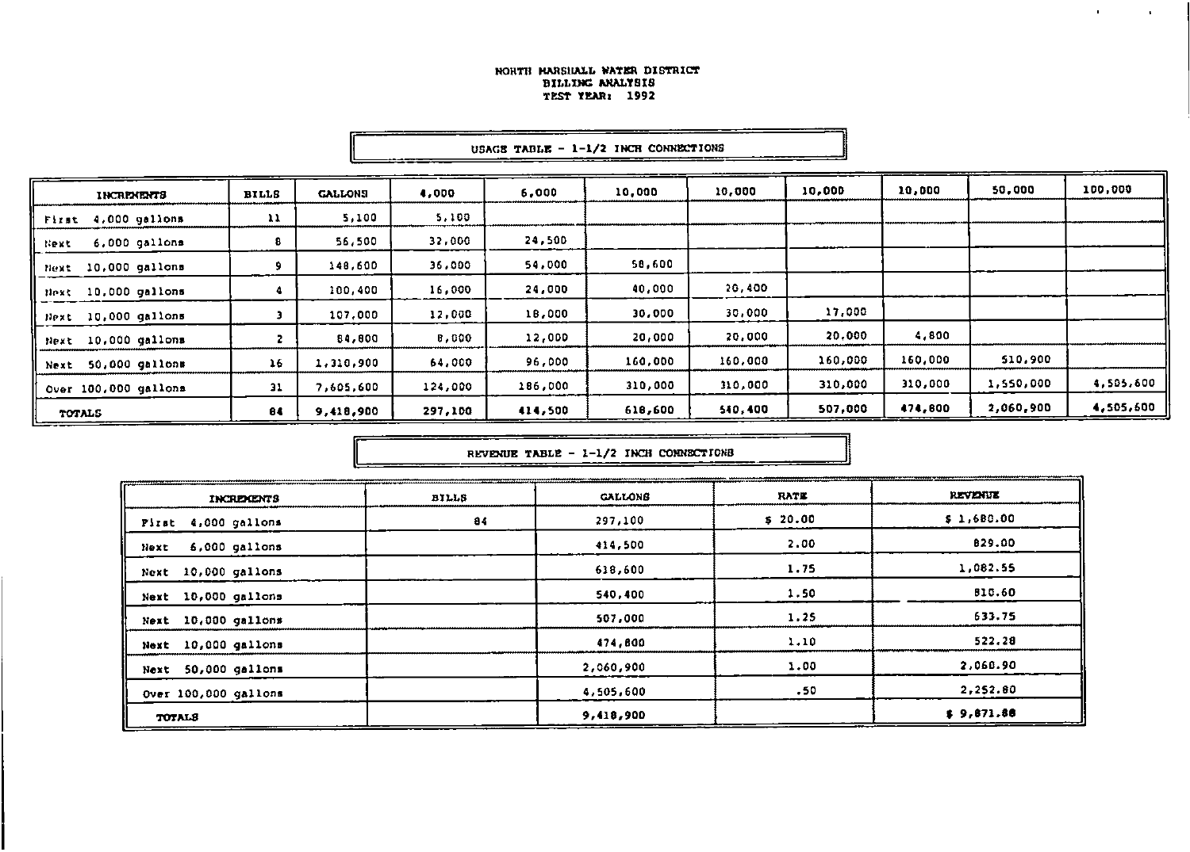NORTH MARSHALL WATER DISTRICT
BILLING ANALYSIS
TEST YEAR: 1992

USAGE TABLE - 1-1/2 INCH CONNECTIONS

| INCREMENTS | BILLS | GALLONS | 4,000 | 6,000 | 10,000 | 10,000 | 10,000 | 10,000 | 50,000 | 100,000 |
|---|---|---|---|---|---|---|---|---|---|---|
| First 4,000 gallons | 11 | 5,100 | 5,100 | | | | | | | |
| Next 6,000 gallons | 8 | 56,500 | 32,000 | 24,500 | | | | | | |
| Next 10,000 gallons | 9 | 148,600 | 36,000 | 54,000 | 58,600 | | | | | |
| Next 10,000 gallons | 4 | 100,400 | 16,000 | 24,000 | 40,000 | 20,400 | | | | |
| Next 10,000 gallons | 3 | 107,000 | 12,000 | 18,000 | 30,000 | 30,000 | 17,000 | | | |
| Next 10,000 gallons | 2 | 84,800 | 8,000 | 12,000 | 20,000 | 20,000 | 20,000 | 4,800 | | |
| Next 50,000 gallons | 16 | 1,310,900 | 64,000 | 96,000 | 160,000 | 160,000 | 160,000 | 160,000 | 510,900 | |
| Over 100,000 gallons | 31 | 7,605,600 | 124,000 | 186,000 | 310,000 | 310,000 | 310,000 | 310,000 | 1,550,000 | 4,505,600 |
| TOTALS | 84 | 9,418,900 | 297,100 | 414,500 | 618,600 | 540,400 | 507,000 | 474,800 | 2,060,900 | 4,505,600 |

REVENUE TABLE - 1-1/2 INCH CONNECTIONS

| INCREMENTS | BILLS | GALLONS | RATE | REVENUE |
|---|---|---|---|---|
| First 4,000 gallons | 84 | 297,100 | $ 20.00 | $ 1,680.00 |
| Next 6,000 gallons | | 414,500 | 2.00 | 829.00 |
| Next 10,000 gallons | | 618,600 | 1.75 | 1,082.55 |
| Next 10,000 gallons | | 540,400 | 1.50 | 810.60 |
| Next 10,000 gallons | | 507,000 | 1.25 | 633.75 |
| Next 10,000 gallons | | 474,800 | 1.10 | 522.28 |
| Next 50,000 gallons | | 2,060,900 | 1.00 | 2,060.90 |
| Over 100,000 gallons | | 4,505,600 | .50 | 2,252.80 |
| TOTALS | | 9,418,900 | | $ 9,871.88 |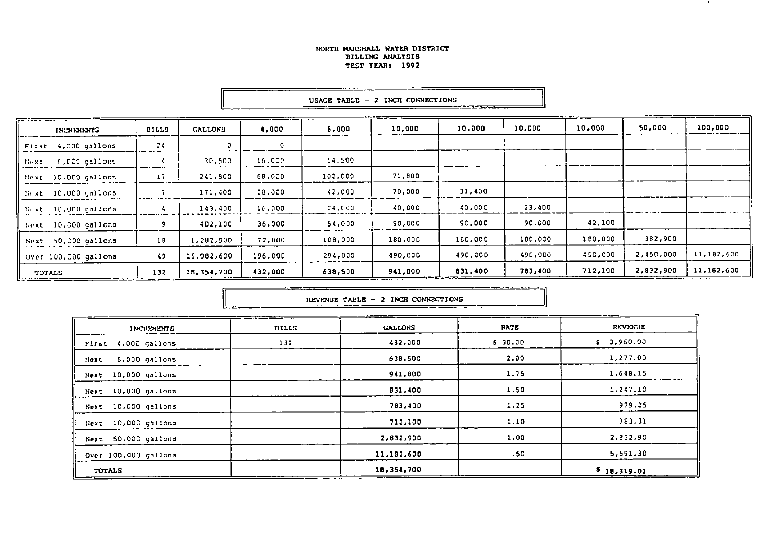NORTH MARSHALL WATER DISTRICT
BILLING ANALYSIS
TEST YEAR: 1992

USAGE TABLE - 2 INCH CONNECTIONS

| INCREMENTS | BILLS | GALLONS | 4,000 | 6,000 | 10,000 | 10,000 | 10,000 | 10,000 | 50,000 | 100,000 |
|---|---|---|---|---|---|---|---|---|---|---|
| First 4,000 gallons | 24 | 0 | 0 | | | | | | | |
| Next 6,000 gallons | 4 | 30,500 | 16,000 | 14,500 | | | | | | |
| Next 10,000 gallons | 17 | 241,800 | 68,000 | 102,000 | 71,800 | | | | | |
| Next 10,000 gallons | 7 | 171,400 | 28,000 | 42,000 | 70,000 | 31,400 | | | | |
| Next 10,000 gallons | 4 | 143,400 | 16,000 | 24,000 | 40,000 | 40,000 | 23,400 | | | |
| Next 10,000 gallons | 9 | 402,100 | 36,000 | 54,000 | 90,000 | 90,000 | 90,000 | 42,100 | | |
| Next 50,000 gallons | 18 | 1,282,900 | 72,000 | 108,000 | 180,000 | 180,000 | 180,000 | 180,000 | 382,900 | |
| Over 100,000 gallons | 49 | 16,082,600 | 196,000 | 294,000 | 490,000 | 490,000 | 490,000 | 490,000 | 2,450,000 | 11,182,600 |
| TOTALS | 132 | 18,354,700 | 432,000 | 638,500 | 941,800 | 831,400 | 783,400 | 712,100 | 2,832,900 | 11,182,600 |

REVENUE TABLE - 2 INCH CONNECTIONS

| INCREMENTS | BILLS | GALLONS | RATE | REVENUE |
|---|---|---|---|---|
| First 4,000 gallons | 132 | 432,000 | $ 30.00 | $ 3,960.00 |
| Next 6,000 gallons | | 638,500 | 2.00 | 1,277.00 |
| Next 10,000 gallons | | 941,800 | 1.75 | 1,648.15 |
| Next 10,000 gallons | | 831,400 | 1.50 | 1,247.10 |
| Next 10,000 gallons | | 783,400 | 1.25 | 979.25 |
| Next 10,000 gallons | | 712,100 | 1.10 | 783.31 |
| Next 50,000 gallons | | 2,832,900 | 1.00 | 2,832.90 |
| Over 100,000 gallons | | 11,182,600 | .50 | 5,591.30 |
| TOTALS | | 18,354,700 | | $ 18,319.01 |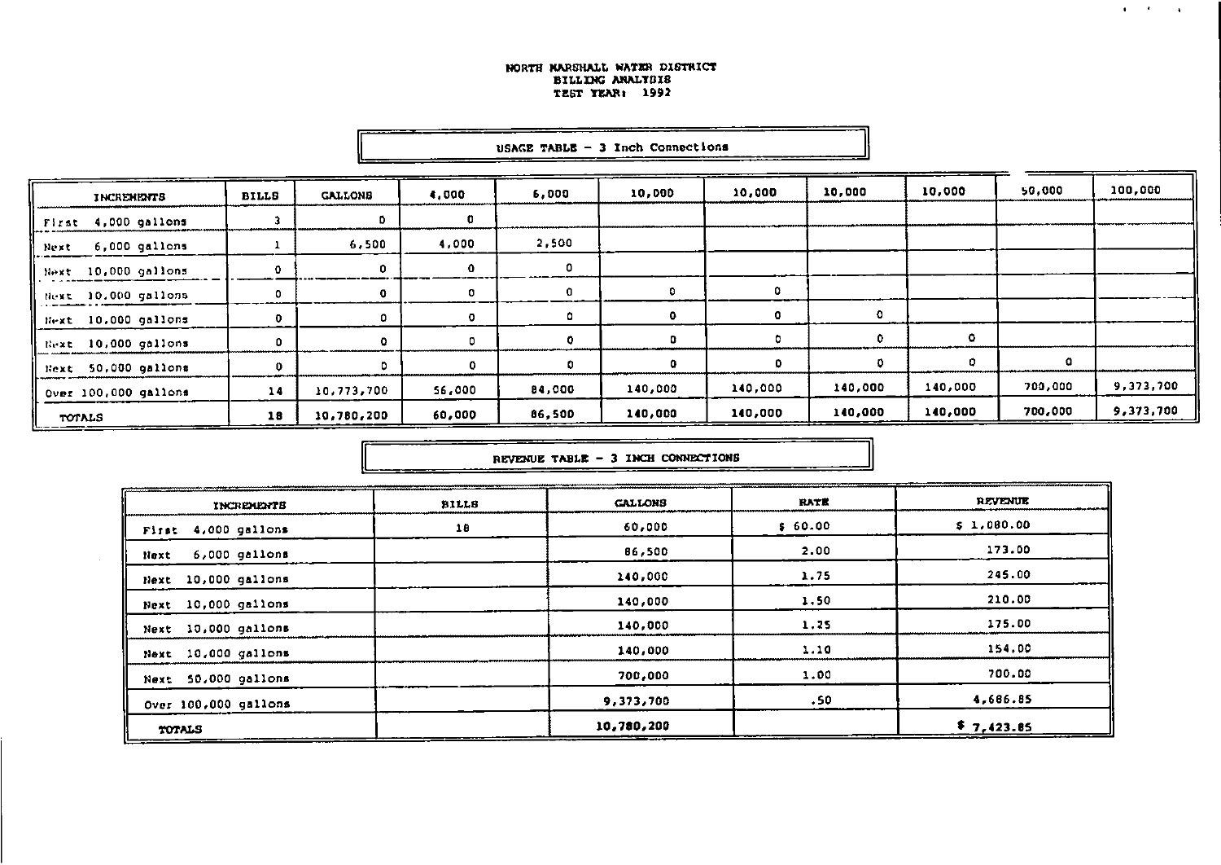NORTH MARSHALL WATER DISTRICT
BILLING ANALYSIS
TEST YEAR: 1992

USAGE TABLE - 3 Inch Connections

| INCREMENTS | BILLS | GALLONS | 4,000 | 6,000 | 10,000 | 10,000 | 10,000 | 10,000 | 50,000 | 100,000 |
|---|---|---|---|---|---|---|---|---|---|---|
| First 4,000 gallons | 3 | 0 | 0 | | | | | | | |
| Next 6,000 gallons | 1 | 6,500 | 4,000 | 2,500 | | | | | | |
| Next 10,000 gallons | 0 | 0 | 0 | 0 | | | | | | |
| Next 10,000 gallons | 0 | 0 | 0 | 0 | 0 | 0 | | | | |
| Next 10,000 gallons | 0 | 0 | 0 | 0 | 0 | 0 | 0 | | | |
| Next 10,000 gallons | 0 | 0 | 0 | 0 | 0 | 0 | 0 | 0 | | |
| Next 50,000 gallons | 0 | 0 | 0 | 0 | 0 | 0 | 0 | 0 | 0 | |
| Over 100,000 gallons | 14 | 10,773,700 | 56,000 | 84,000 | 140,000 | 140,000 | 140,000 | 140,000 | 700,000 | 9,373,700 |
| TOTALS | 18 | 10,780,200 | 60,000 | 86,500 | 140,000 | 140,000 | 140,000 | 140,000 | 700,000 | 9,373,700 |

REVENUE TABLE - 3 INCH CONNECTIONS

| INCREMENTS | BILLS | GALLONS | RATE | REVENUE |
|---|---|---|---|---|
| First 4,000 gallons | 18 | 60,000 | $ 60.00 | $ 1,080.00 |
| Next 6,000 gallons | | 86,500 | 2.00 | 173.00 |
| Next 10,000 gallons | | 140,000 | 1.75 | 245.00 |
| Next 10,000 gallons | | 140,000 | 1.50 | 210.00 |
| Next 10,000 gallons | | 140,000 | 1.25 | 175.00 |
| Next 10,000 gallons | | 140,000 | 1.10 | 154.00 |
| Next 50,000 gallons | | 700,000 | 1.00 | 700.00 |
| Over 100,000 gallons | | 9,373,700 | .50 | 4,686.85 |
| TOTALS | | 10,780,200 | | $ 7,423.85 |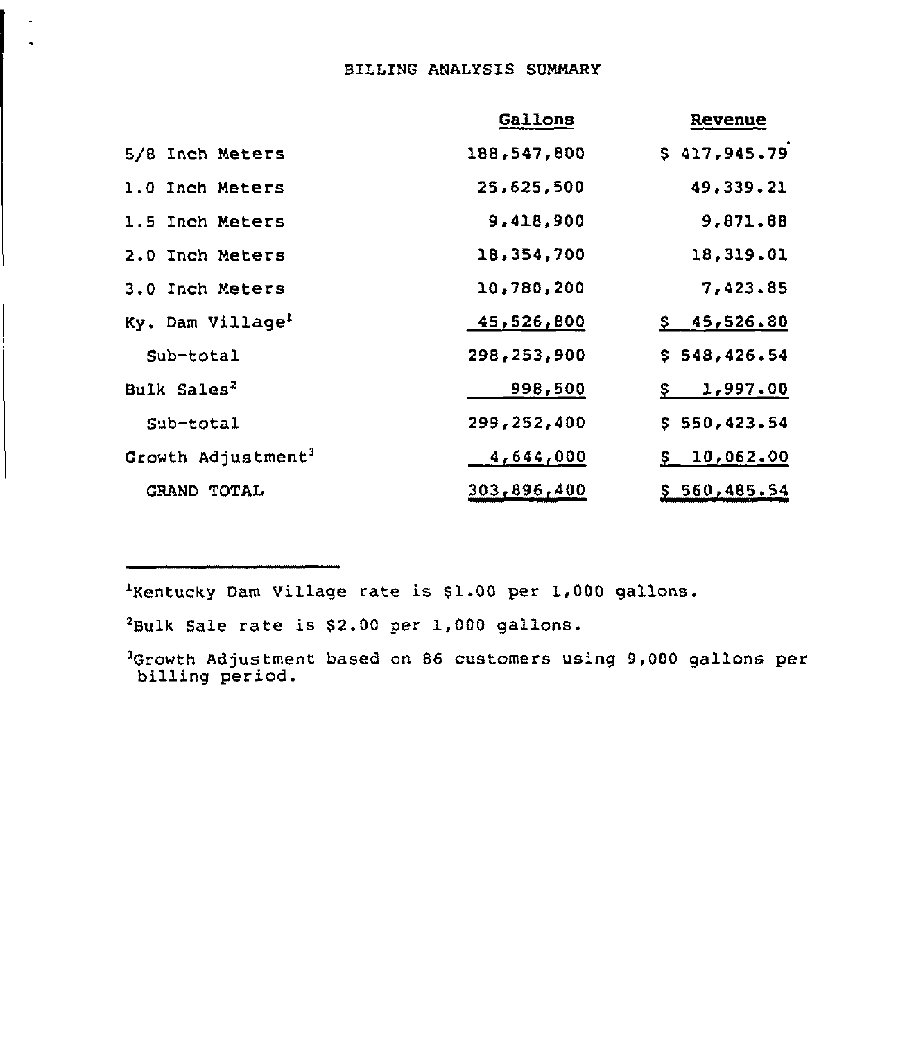# BILLING ANALYSIS SUMMARY

| | Gallons | Revenue |
|---|---|---|
| 5/8 Inch Meters | 188,547,800 | $ 417,945.79 |
| 1.0 Inch Meters | 25,625,500 | 49,339.21 |
| 1.5 Inch Meters | 9,418,900 | 9,871.88 |
| 2.0 Inch Meters | 18,354,700 | 18,319.01 |
| 3.0 Inch Meters | 10,780,200 | 7,423.85 |
| Ky. Dam Village[1] | 45,526,800 | $ 45,526.80 |
| Sub-total | 298,253,900 | $ 548,426.54 |
| Bulk Sales[2] | 998,500 | $ 1,997.00 |
| Sub-total | 299,252,400 | $ 550,423.54 |
| Growth Adjustment[3] | 4,644,000 | $ 10,062.00 |
| GRAND TOTAL | 303,896,400 | $ 560,485.54 |

---

[1]Kentucky Dam Village rate is $1.00 per 1,000 gallons.

[2]Bulk Sale rate is $2.00 per 1,000 gallons.

[3]Growth Adjustment based on 86 customers using 9,000 gallons per billing period.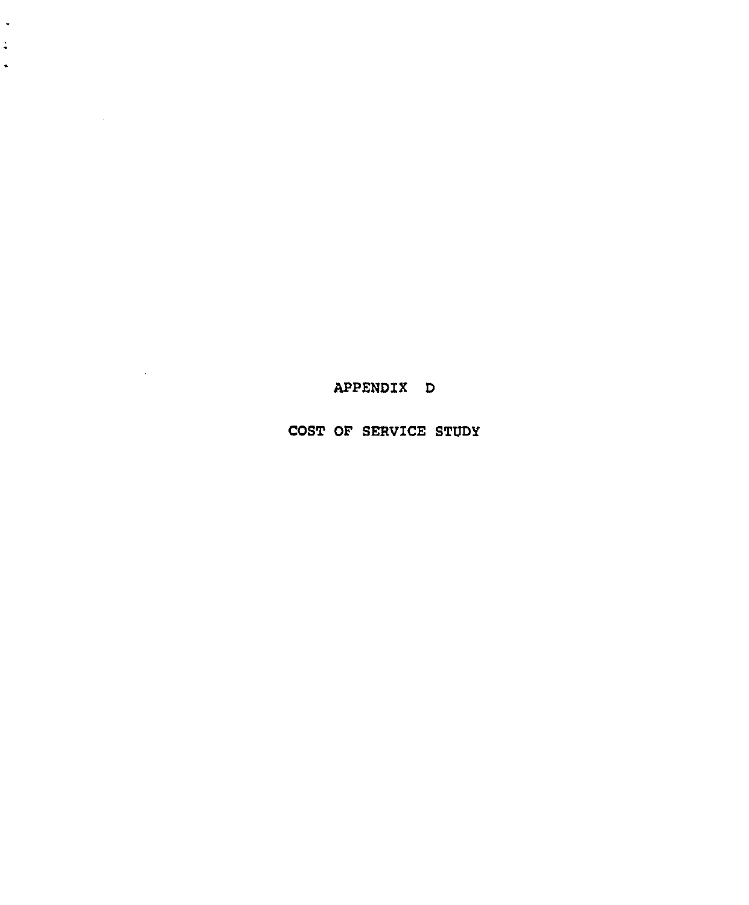# APPENDIX D

## COST OF SERVICE STUDY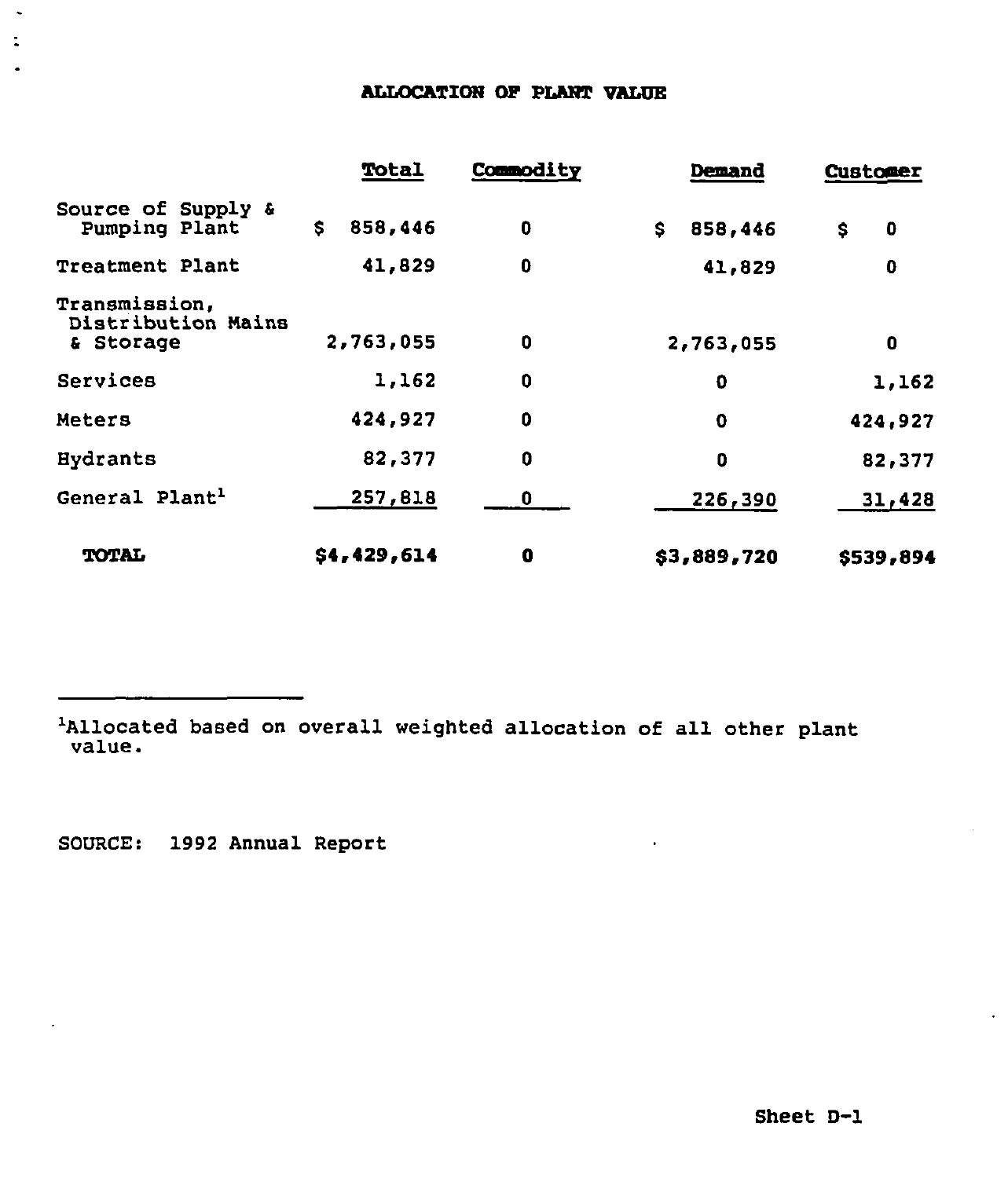# ALLOCATION OF PLANT VALUE

| | Total | Commodity | Demand | Customer |
|---|---|---|---|---|
| Source of Supply & Pumping Plant | $ 858,446 | 0 | $ 858,446 | $ 0 |
| Treatment Plant | 41,829 | 0 | 41,829 | 0 |
| Transmission, Distribution Mains & Storage | 2,763,055 | 0 | 2,763,055 | 0 |
| Services | 1,162 | 0 | 0 | 1,162 |
| Meters | 424,927 | 0 | 0 | 424,927 |
| Hydrants | 82,377 | 0 | 0 | 82,377 |
| General Plant[1] | 257,818 | 0 | 226,390 | 31,428 |
| **TOTAL** | **$4,429,614** | **0** | **$3,889,720** | **$539,894** |

[1]Allocated based on overall weighted allocation of all other plant value.

SOURCE: 1992 Annual Report

Sheet D-1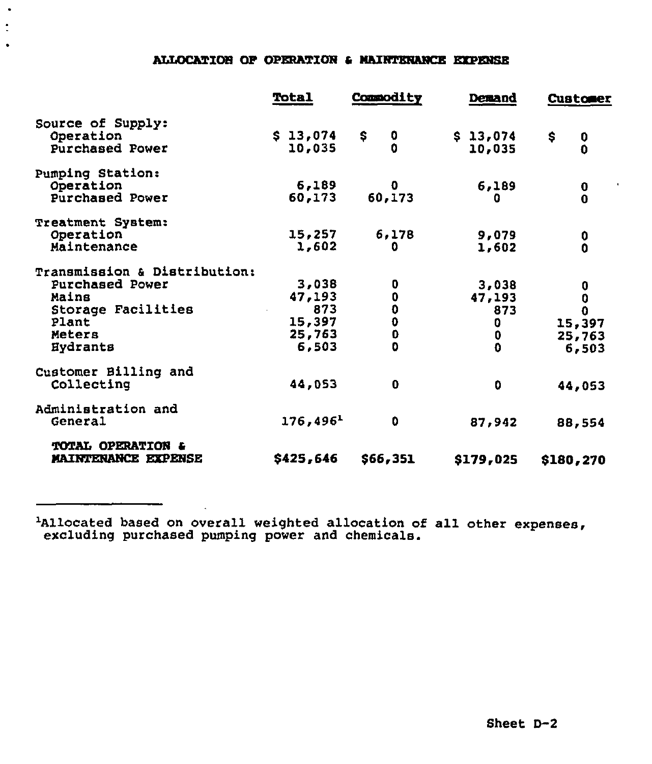## ALLOCATION OF OPERATION & MAINTENANCE EXPENSE

| | Total | Commodity | Demand | Customer |
|---|---|---|---|---|
| Source of Supply: | | | | |
| Operation | $ 13,074 | $ 0 | $ 13,074 | $ 0 |
| Purchased Power | 10,035 | 0 | 10,035 | 0 |
| Pumping Station: | | | | |
| Operation | 6,189 | 0 | 6,189 | 0 |
| Purchased Power | 60,173 | 60,173 | 0 | 0 |
| Treatment System: | | | | |
| Operation | 15,257 | 6,178 | 9,079 | 0 |
| Maintenance | 1,602 | 0 | 1,602 | 0 |
| Transmission & Distribution: | | | | |
| Purchased Power | 3,038 | 0 | 3,038 | 0 |
| Mains | 47,193 | 0 | 47,193 | 0 |
| Storage Facilities | 873 | 0 | 873 | 0 |
| Plant | 15,397 | 0 | 0 | 15,397 |
| Meters | 25,763 | 0 | 0 | 25,763 |
| Hydrants | 6,503 | 0 | 0 | 6,503 |
| Customer Billing and Collecting | 44,053 | 0 | 0 | 44,053 |
| Administration and General | 176,496[1] | 0 | 87,942 | 88,554 |
| **TOTAL OPERATION & MAINTENANCE EXPENSE** | **$425,646** | **$66,351** | **$179,025** | **$180,270** |

---

[1]Allocated based on overall weighted allocation of all other expenses, excluding purchased pumping power and chemicals.

Sheet D-2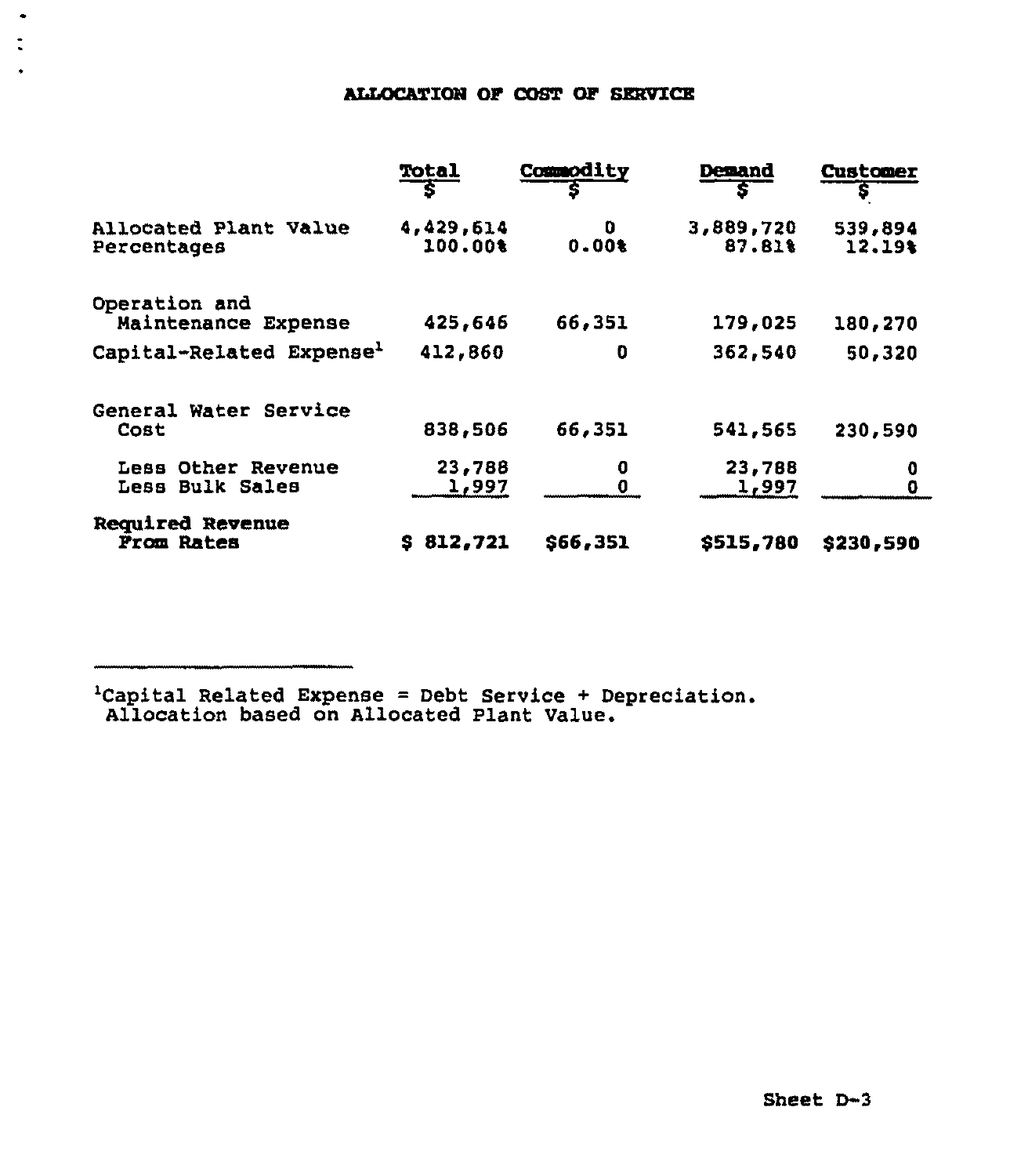# ALLOCATION OF COST OF SERVICE

| | Total $ | Commodity $ | Demand $ | Customer $ |
|---|---|---|---|---|
| Allocated Plant Value | 4,429,614 | 0 | 3,889,720 | 539,894 |
| Percentages | 100.00% | 0.00% | 87.81% | 12.19% |
| Operation and Maintenance Expense | 425,646 | 66,351 | 179,025 | 180,270 |
| Capital-Related Expense[1] | 412,860 | 0 | 362,540 | 50,320 |
| General Water Service Cost | 838,506 | 66,351 | 541,565 | 230,590 |
| Less Other Revenue | 23,788 | 0 | 23,788 | 0 |
| Less Bulk Sales | 1,997 | 0 | 1,997 | 0 |
| **Required Revenue From Rates** | **$ 812,721** | **$66,351** | **$515,780** | **$230,590** |

---

[1]Capital Related Expense = Debt Service + Depreciation.
Allocation based on Allocated Plant Value.

Sheet D-3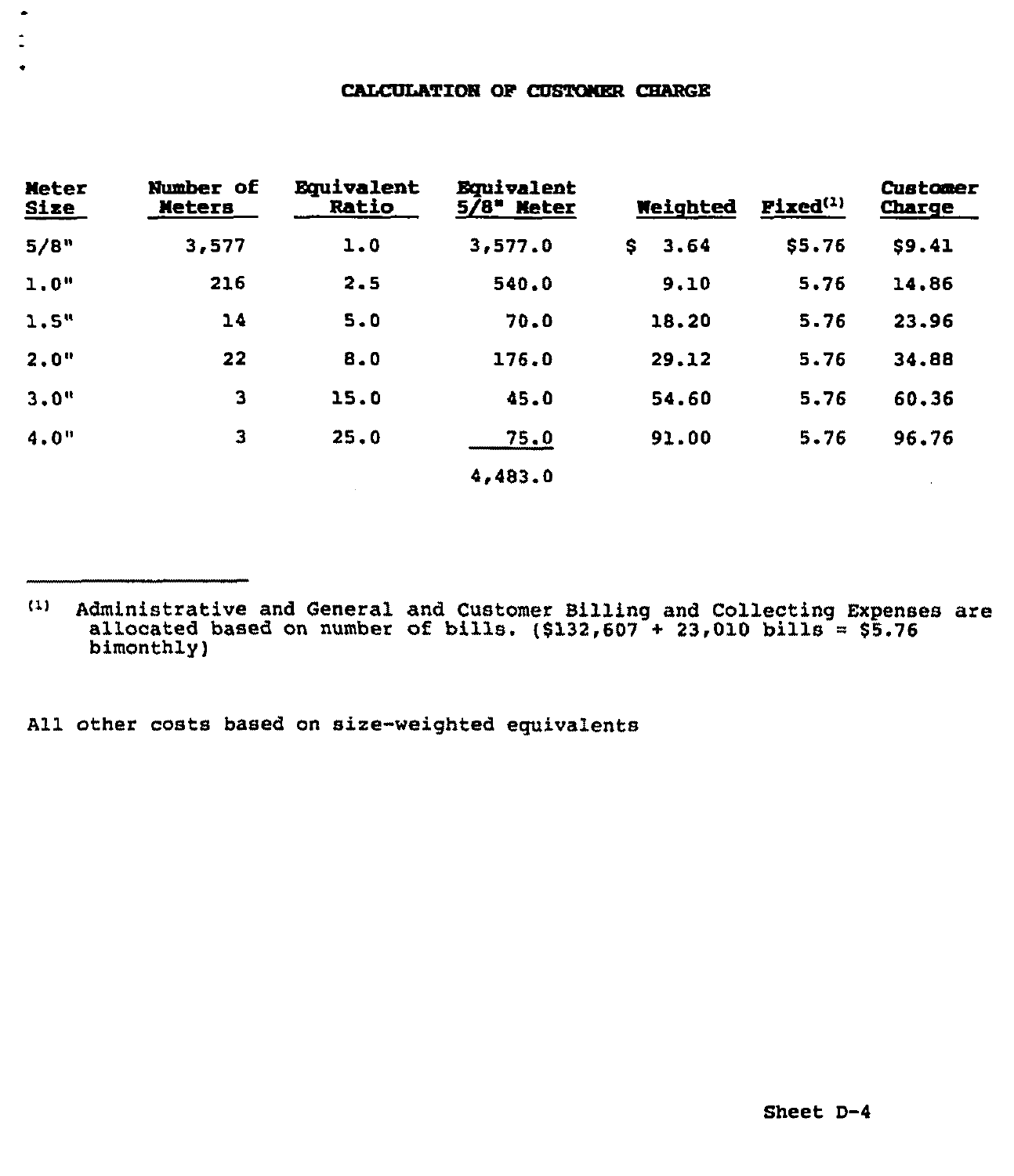# CALCULATION OF CUSTOMER CHARGE

| Meter Size | Number of Meters | Equivalent Ratio | Equivalent 5/8" Meter | Weighted | Fixed[1] | Customer Charge |
|---|---|---|---|---|---|---|
| 5/8" | 3,577 | 1.0 | 3,577.0 | $ 3.64 | $5.76 | $9.41 |
| 1.0" | 216 | 2.5 | 540.0 | 9.10 | 5.76 | 14.86 |
| 1.5" | 14 | 5.0 | 70.0 | 18.20 | 5.76 | 23.96 |
| 2.0" | 22 | 8.0 | 176.0 | 29.12 | 5.76 | 34.88 |
| 3.0" | 3 | 15.0 | 45.0 | 54.60 | 5.76 | 60.36 |
| 4.0" | 3 | 25.0 | 75.0 | 91.00 | 5.76 | 96.76 |
| | | | 4,483.0 | | | |

---

[1] Administrative and General and Customer Billing and Collecting Expenses are allocated based on number of bills. ($132,607 ÷ 23,010 bills = $5.76 bimonthly)

All other costs based on size-weighted equivalents

Sheet D-4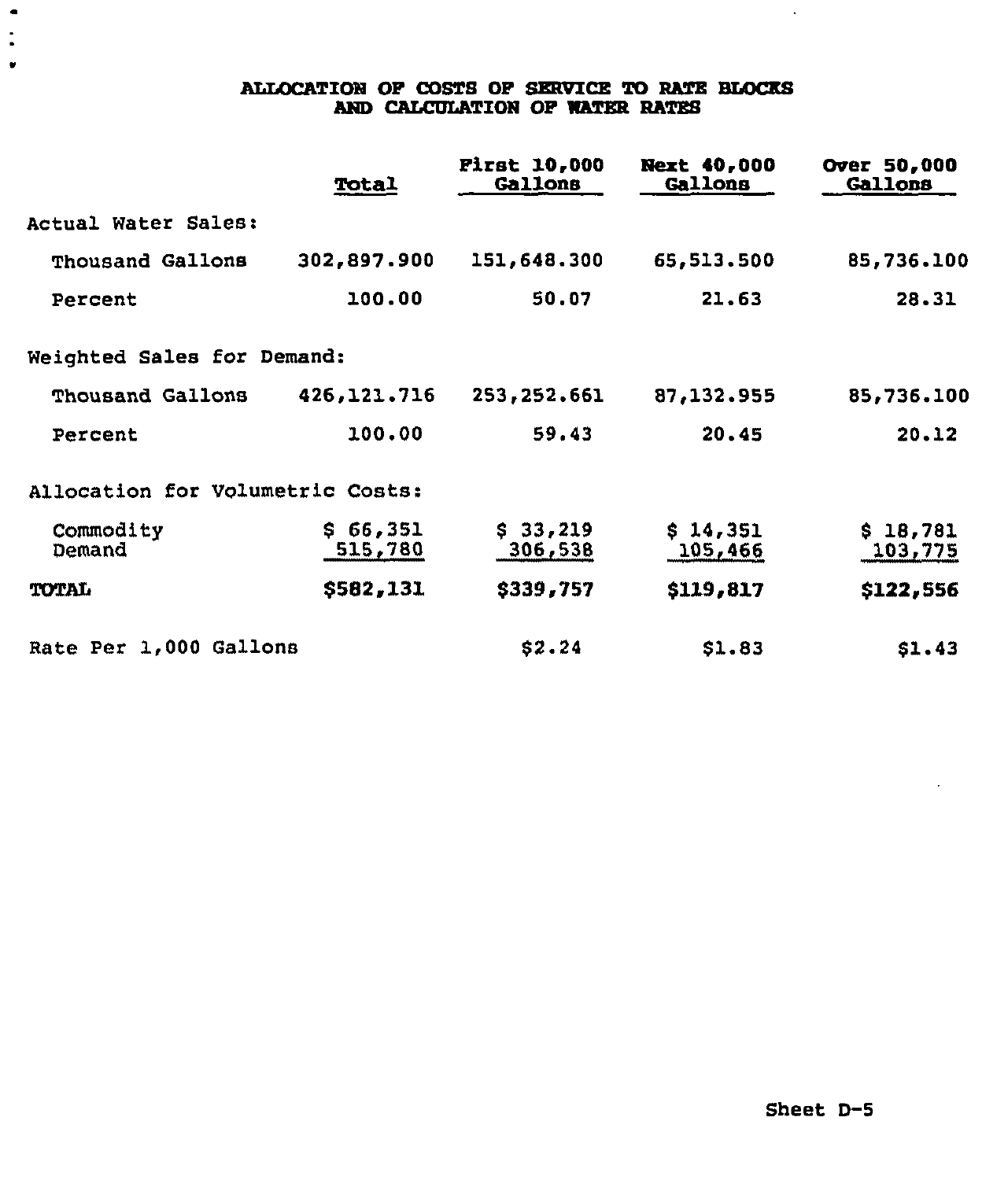# ALLOCATION OF COSTS OF SERVICE TO RATE BLOCKS AND CALCULATION OF WATER RATES

| | Total | First 10,000 Gallons | Next 40,000 Gallons | Over 50,000 Gallons |
|---|---|---|---|---|
| **Actual Water Sales:** | | | | |
| Thousand Gallons | 302,897.900 | 151,648.300 | 65,513.500 | 85,736.100 |
| Percent | 100.00 | 50.07 | 21.63 | 28.31 |
| **Weighted Sales for Demand:** | | | | |
| Thousand Gallons | 426,121.716 | 253,252.661 | 87,132.955 | 85,736.100 |
| Percent | 100.00 | 59.43 | 20.45 | 20.12 |
| **Allocation for Volumetric Costs:** | | | | |
| Commodity | $ 66,351 | $ 33,219 | $ 14,351 | $ 18,781 |
| Demand | 515,780 | 306,538 | 105,466 | 103,775 |
| **TOTAL** | **$582,131** | **$339,757** | **$119,817** | **$122,556** |
| Rate Per 1,000 Gallons | | $2.24 | $1.83 | $1.43 |

Sheet D-5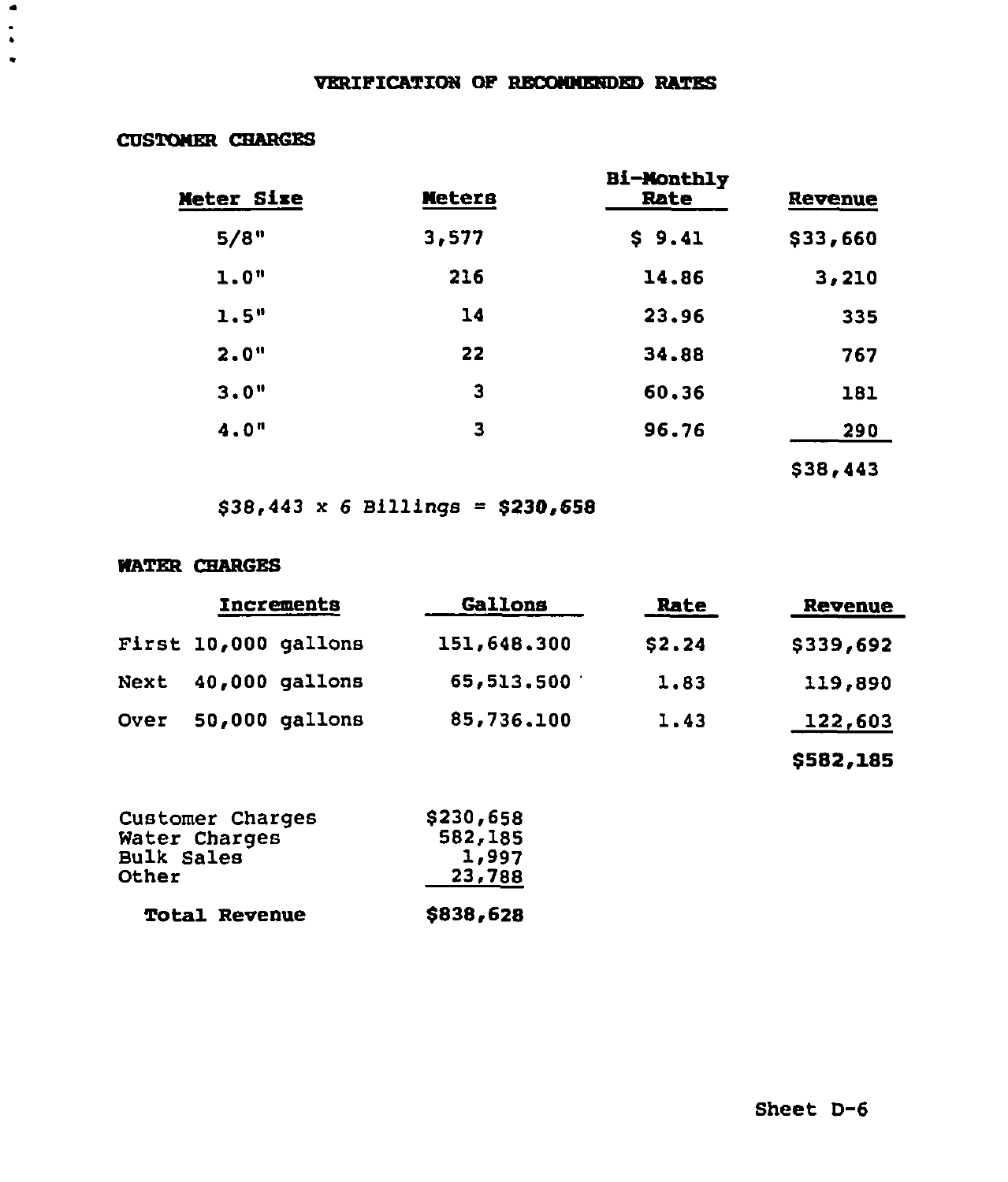# VERIFICATION OF RECOMMENDED RATES

## CUSTOMER CHARGES

| Meter Size | Meters | Bi-Monthly Rate | Revenue |
|---|---|---|---|
| 5/8" | 3,577 | $ 9.41 | $33,660 |
| 1.0" | 216 | 14.86 | 3,210 |
| 1.5" | 14 | 23.96 | 335 |
| 2.0" | 22 | 34.88 | 767 |
| 3.0" | 3 | 60.36 | 181 |
| 4.0" | 3 | 96.76 | 290 |
| | | | $38,443 |

$38,443 x 6 Billings = **$230,658**

## WATER CHARGES

| Increments | Gallons | Rate | Revenue |
|---|---|---|---|
| First 10,000 gallons | 151,648.300 | $2.24 | $339,692 |
| Next 40,000 gallons | 65,513.500 | 1.83 | 119,890 |
| Over 50,000 gallons | 85,736.100 | 1.43 | 122,603 |
| | | | **$582,185** |

| | |
|---|---|
| Customer Charges | $230,658 |
| Water Charges | 582,185 |
| Bulk Sales | 1,997 |
| Other | 23,788 |
| **Total Revenue** | **$838,628** |

Sheet D-6